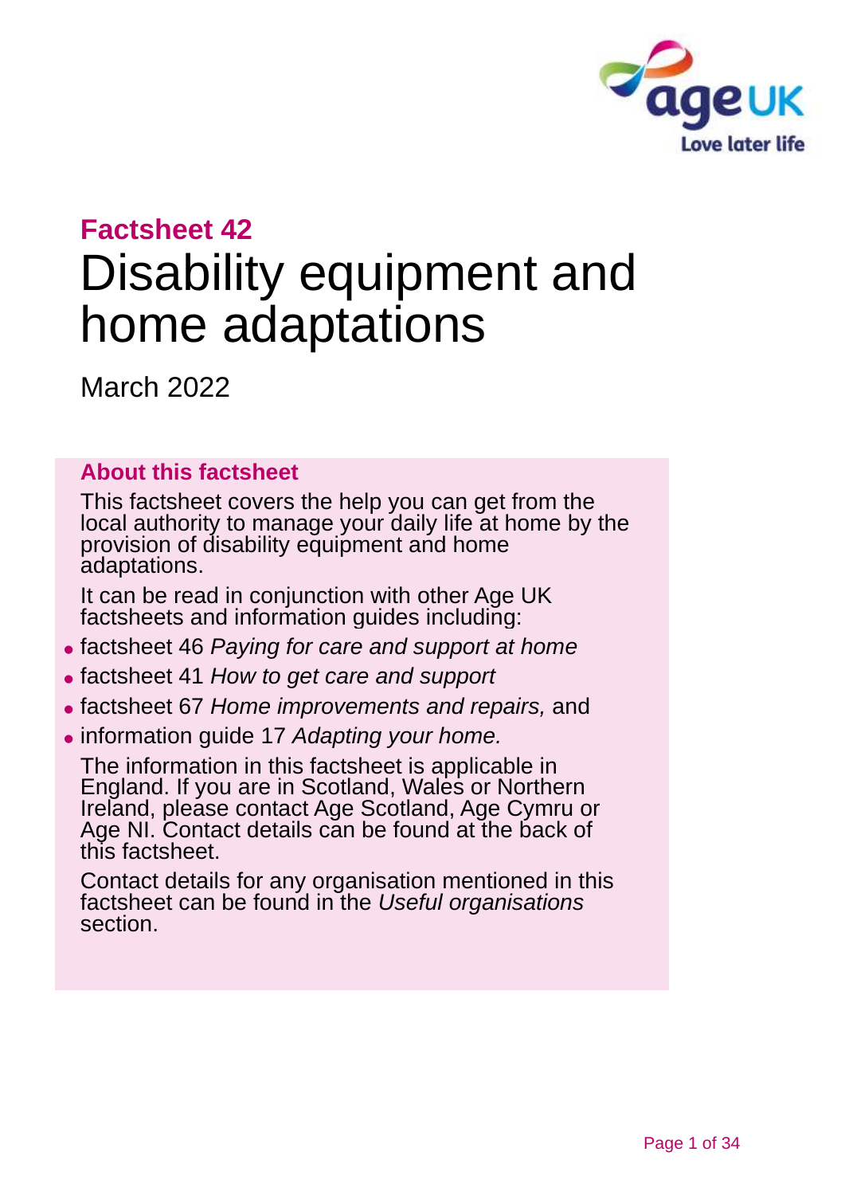## Factsheet 42

# Disability equipment and home adaptations

March 2022

### About this factsheet

This factsheet covers the help you can get from the local authority to manage your daily life at home by the provision of disability equipment and home adaptations.

It can be read in conjunction with other Age UK factsheets and information guides including:

- factsheet 46 *Paying for care and support at home*
- factsheet 41 *How to get care and support*
- factsheet 67 *Home improvements and repairs,* and
- information guide 17 *Adapting your home.*

The information in this factsheet is applicable in England. If you are in Scotland, Wales or Northern Ireland, please contact Age Scotland, Age Cymru or Age NI. Contact details can be found at the back of this factsheet.

Contact details for any organisation mentioned in this factsheet can be found in the *Useful organisations* section.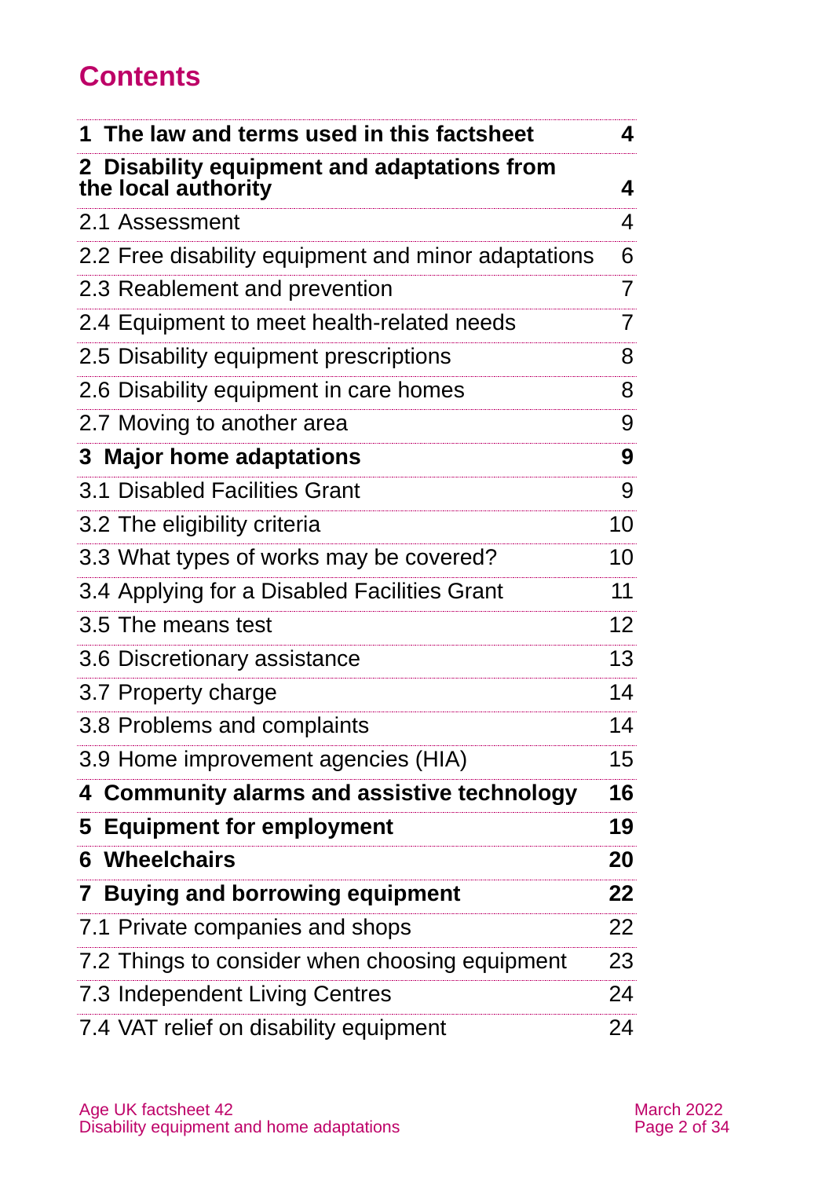# Contents

| | |
|---|---|
| **1 The law and terms used in this factsheet** | **4** |
| **2 Disability equipment and adaptations from the local authority** | **4** |
| 2.1 Assessment | 4 |
| 2.2 Free disability equipment and minor adaptations | 6 |
| 2.3 Reablement and prevention | 7 |
| 2.4 Equipment to meet health-related needs | 7 |
| 2.5 Disability equipment prescriptions | 8 |
| 2.6 Disability equipment in care homes | 8 |
| 2.7 Moving to another area | 9 |
| **3 Major home adaptations** | **9** |
| 3.1 Disabled Facilities Grant | 9 |
| 3.2 The eligibility criteria | 10 |
| 3.3 What types of works may be covered? | 10 |
| 3.4 Applying for a Disabled Facilities Grant | 11 |
| 3.5 The means test | 12 |
| 3.6 Discretionary assistance | 13 |
| 3.7 Property charge | 14 |
| 3.8 Problems and complaints | 14 |
| 3.9 Home improvement agencies (HIA) | 15 |
| **4 Community alarms and assistive technology** | **16** |
| **5 Equipment for employment** | **19** |
| **6 Wheelchairs** | **20** |
| **7 Buying and borrowing equipment** | **22** |
| 7.1 Private companies and shops | 22 |
| 7.2 Things to consider when choosing equipment | 23 |
| 7.3 Independent Living Centres | 24 |
| 7.4 VAT relief on disability equipment | 24 |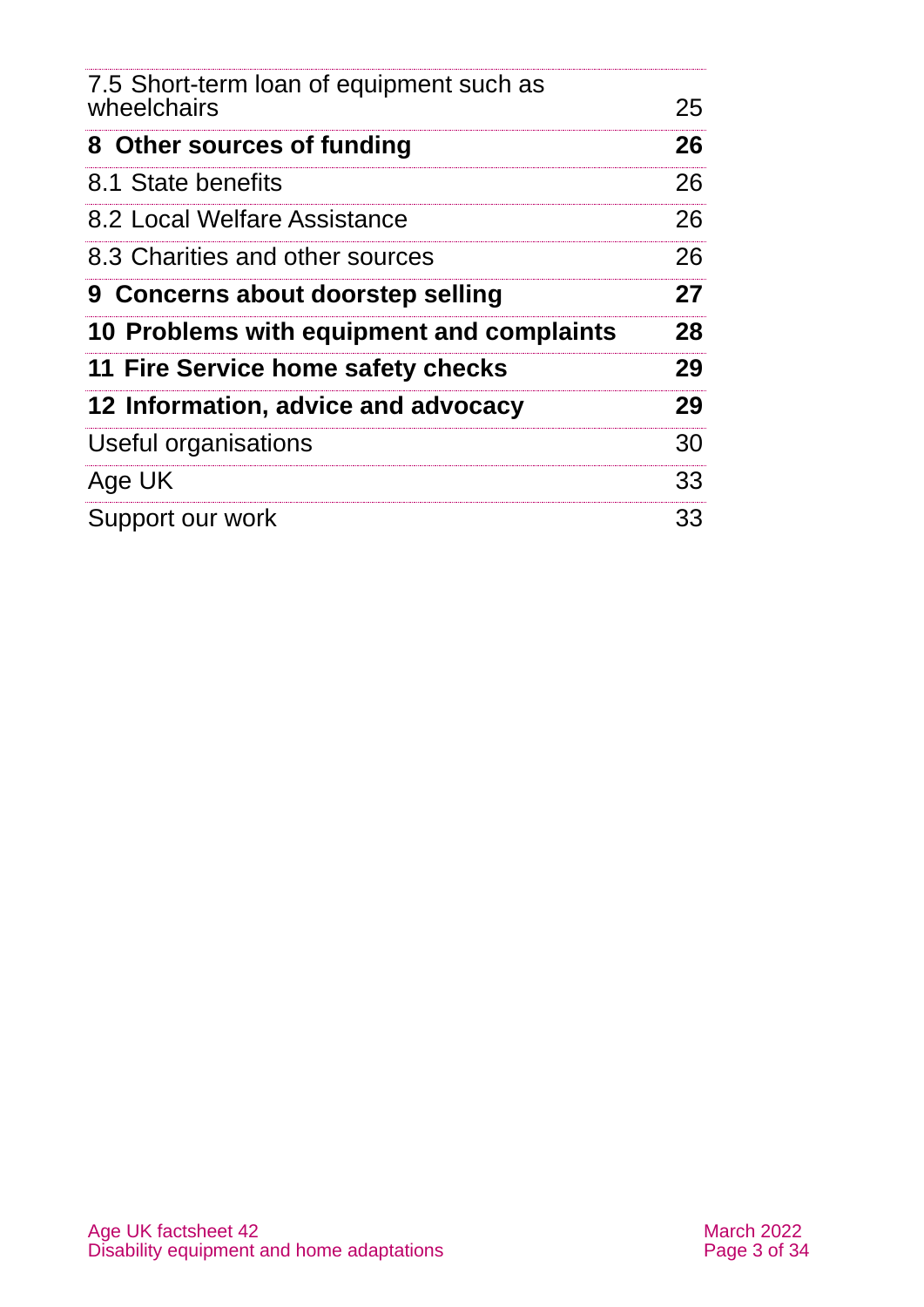| | |
|---|---|
| 7.5 Short-term loan of equipment such as wheelchairs | 25 |
| **8 Other sources of funding** | **26** |
| 8.1 State benefits | 26 |
| 8.2 Local Welfare Assistance | 26 |
| 8.3 Charities and other sources | 26 |
| **9 Concerns about doorstep selling** | **27** |
| **10 Problems with equipment and complaints** | **28** |
| **11 Fire Service home safety checks** | **29** |
| **12 Information, advice and advocacy** | **29** |
| Useful organisations | 30 |
| Age UK | 33 |
| Support our work | 33 |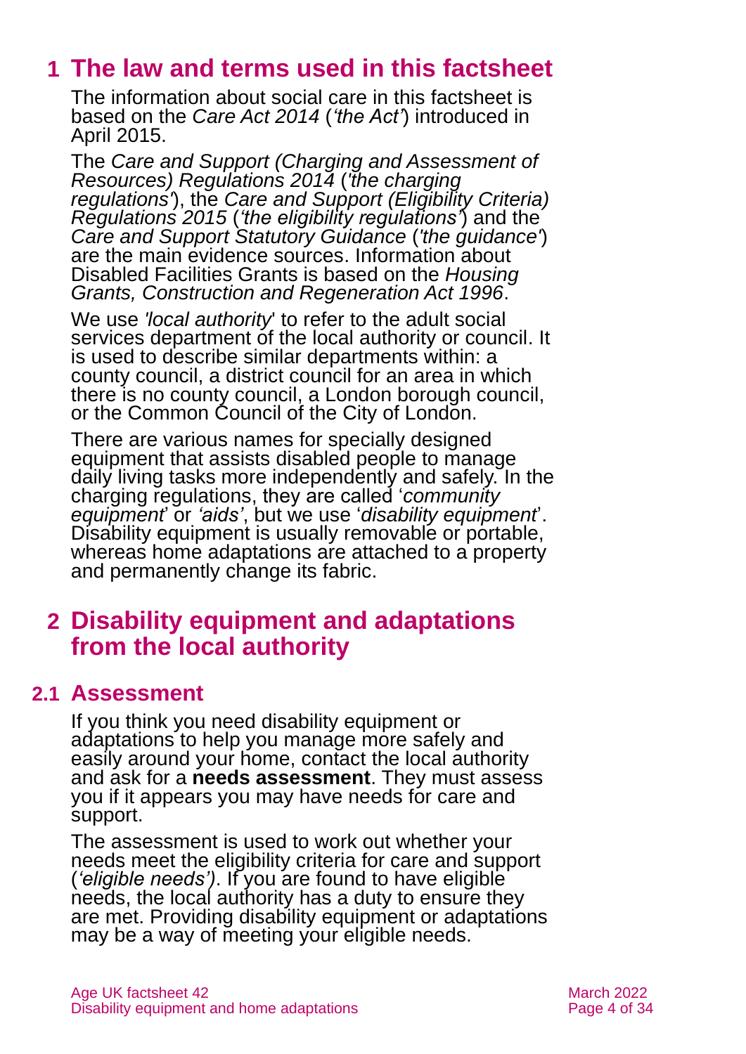# 1 The law and terms used in this factsheet

The information about social care in this factsheet is based on the *Care Act 2014* (*'the Act'*) introduced in April 2015.

The *Care and Support (Charging and Assessment of Resources) Regulations 2014* (*'the charging regulations'*), the *Care and Support (Eligibility Criteria) Regulations 2015* (*'the eligibility regulations'*) and the *Care and Support Statutory Guidance* (*'the guidance'*) are the main evidence sources. Information about Disabled Facilities Grants is based on the *Housing Grants, Construction and Regeneration Act 1996*.

We use *'local authority'* to refer to the adult social services department of the local authority or council. It is used to describe similar departments within: a county council, a district council for an area in which there is no county council, a London borough council, or the Common Council of the City of London.

There are various names for specially designed equipment that assists disabled people to manage daily living tasks more independently and safely. In the charging regulations, they are called '*community equipment*' or *'aids'*, but we use '*disability equipment*'. Disability equipment is usually removable or portable, whereas home adaptations are attached to a property and permanently change its fabric.

# 2 Disability equipment and adaptations from the local authority

## 2.1 Assessment

If you think you need disability equipment or adaptations to help you manage more safely and easily around your home, contact the local authority and ask for a **needs assessment**. They must assess you if it appears you may have needs for care and support.

The assessment is used to work out whether your needs meet the eligibility criteria for care and support (*'eligible needs')*. If you are found to have eligible needs, the local authority has a duty to ensure they are met. Providing disability equipment or adaptations may be a way of meeting your eligible needs.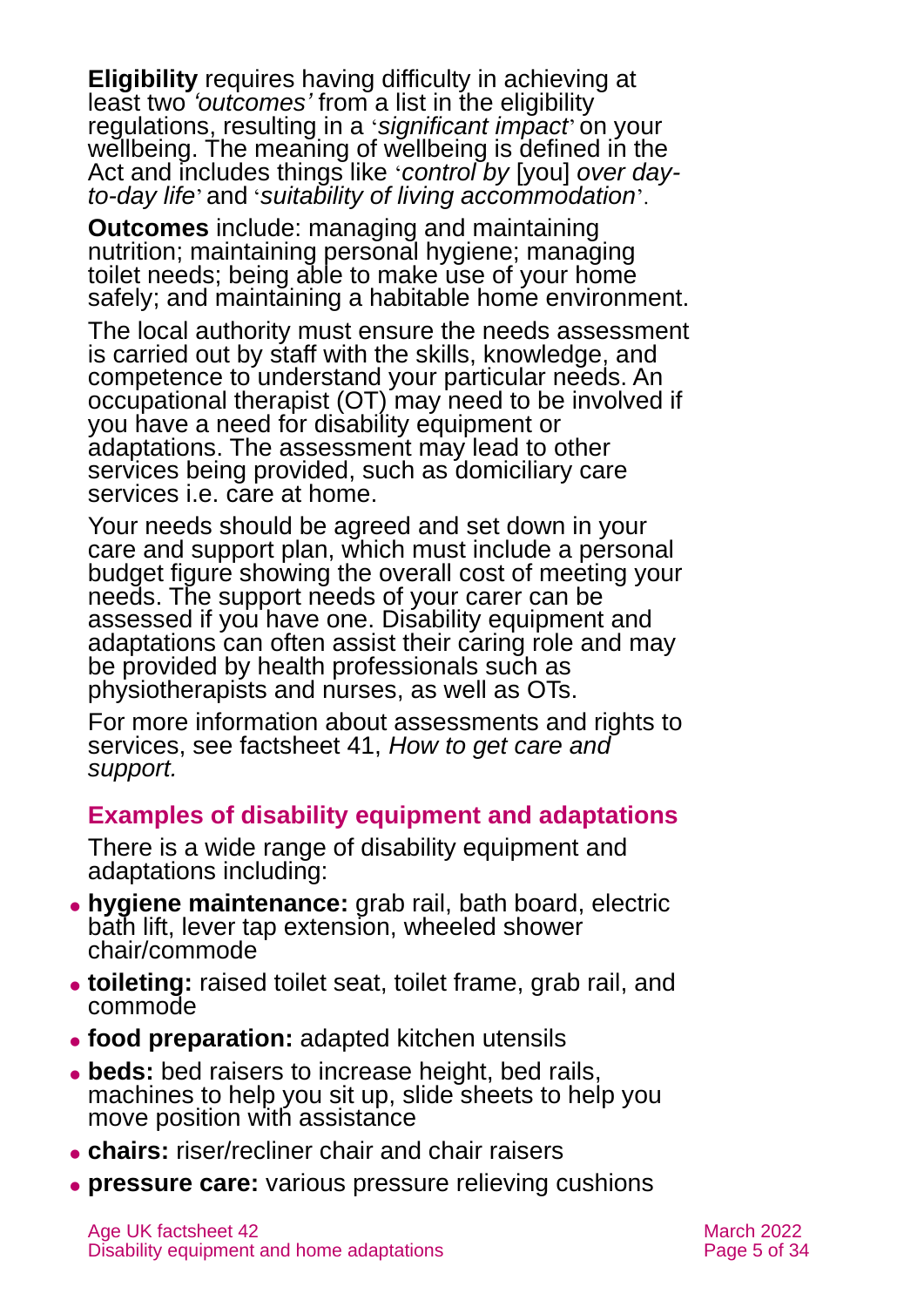**Eligibility** requires having difficulty in achieving at least two *'outcomes'* from a list in the eligibility regulations, resulting in a '*significant impact*' on your wellbeing. The meaning of wellbeing is defined in the Act and includes things like '*control by* [you] *over day-to-day life*' and '*suitability of living accommodation*'.

**Outcomes** include: managing and maintaining nutrition; maintaining personal hygiene; managing toilet needs; being able to make use of your home safely; and maintaining a habitable home environment.

The local authority must ensure the needs assessment is carried out by staff with the skills, knowledge, and competence to understand your particular needs. An occupational therapist (OT) may need to be involved if you have a need for disability equipment or adaptations. The assessment may lead to other services being provided, such as domiciliary care services i.e. care at home.

Your needs should be agreed and set down in your care and support plan, which must include a personal budget figure showing the overall cost of meeting your needs. The support needs of your carer can be assessed if you have one. Disability equipment and adaptations can often assist their caring role and may be provided by health professionals such as physiotherapists and nurses, as well as OTs.

For more information about assessments and rights to services, see factsheet 41, *How to get care and support.*

## Examples of disability equipment and adaptations

There is a wide range of disability equipment and adaptations including:

- **hygiene maintenance:** grab rail, bath board, electric bath lift, lever tap extension, wheeled shower chair/commode
- **toileting:** raised toilet seat, toilet frame, grab rail, and commode
- **food preparation:** adapted kitchen utensils
- **beds:** bed raisers to increase height, bed rails, machines to help you sit up, slide sheets to help you move position with assistance
- **chairs:** riser/recliner chair and chair raisers
- **pressure care:** various pressure relieving cushions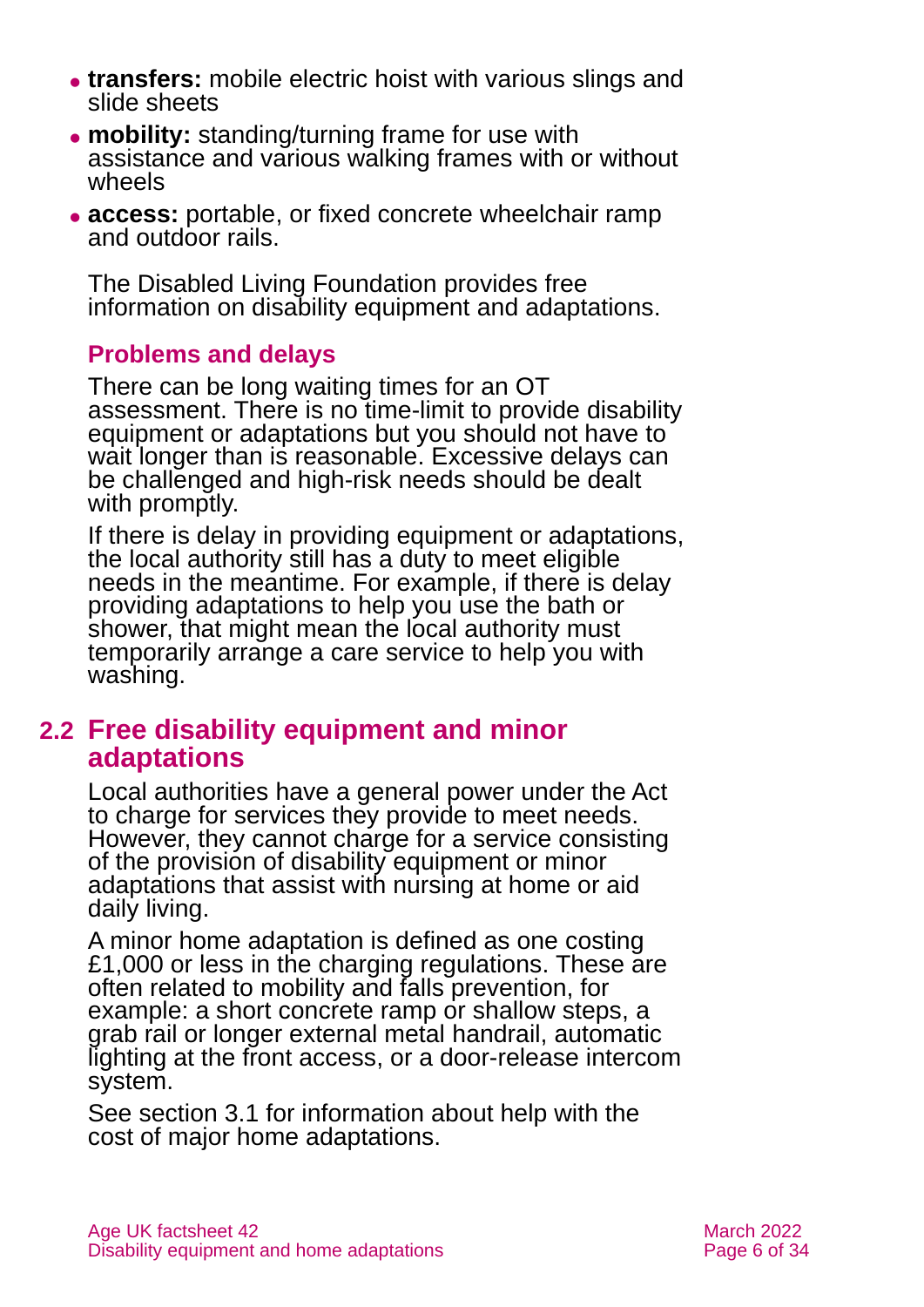- **transfers:** mobile electric hoist with various slings and slide sheets
- **mobility:** standing/turning frame for use with assistance and various walking frames with or without wheels
- **access:** portable, or fixed concrete wheelchair ramp and outdoor rails.

The Disabled Living Foundation provides free information on disability equipment and adaptations.

### Problems and delays

There can be long waiting times for an OT assessment. There is no time-limit to provide disability equipment or adaptations but you should not have to wait longer than is reasonable. Excessive delays can be challenged and high-risk needs should be dealt with promptly.

If there is delay in providing equipment or adaptations, the local authority still has a duty to meet eligible needs in the meantime. For example, if there is delay providing adaptations to help you use the bath or shower, that might mean the local authority must temporarily arrange a care service to help you with washing.

## 2.2 Free disability equipment and minor adaptations

Local authorities have a general power under the Act to charge for services they provide to meet needs. However, they cannot charge for a service consisting of the provision of disability equipment or minor adaptations that assist with nursing at home or aid daily living.

A minor home adaptation is defined as one costing £1,000 or less in the charging regulations. These are often related to mobility and falls prevention, for example: a short concrete ramp or shallow steps, a grab rail or longer external metal handrail, automatic lighting at the front access, or a door-release intercom system.

See section 3.1 for information about help with the cost of major home adaptations.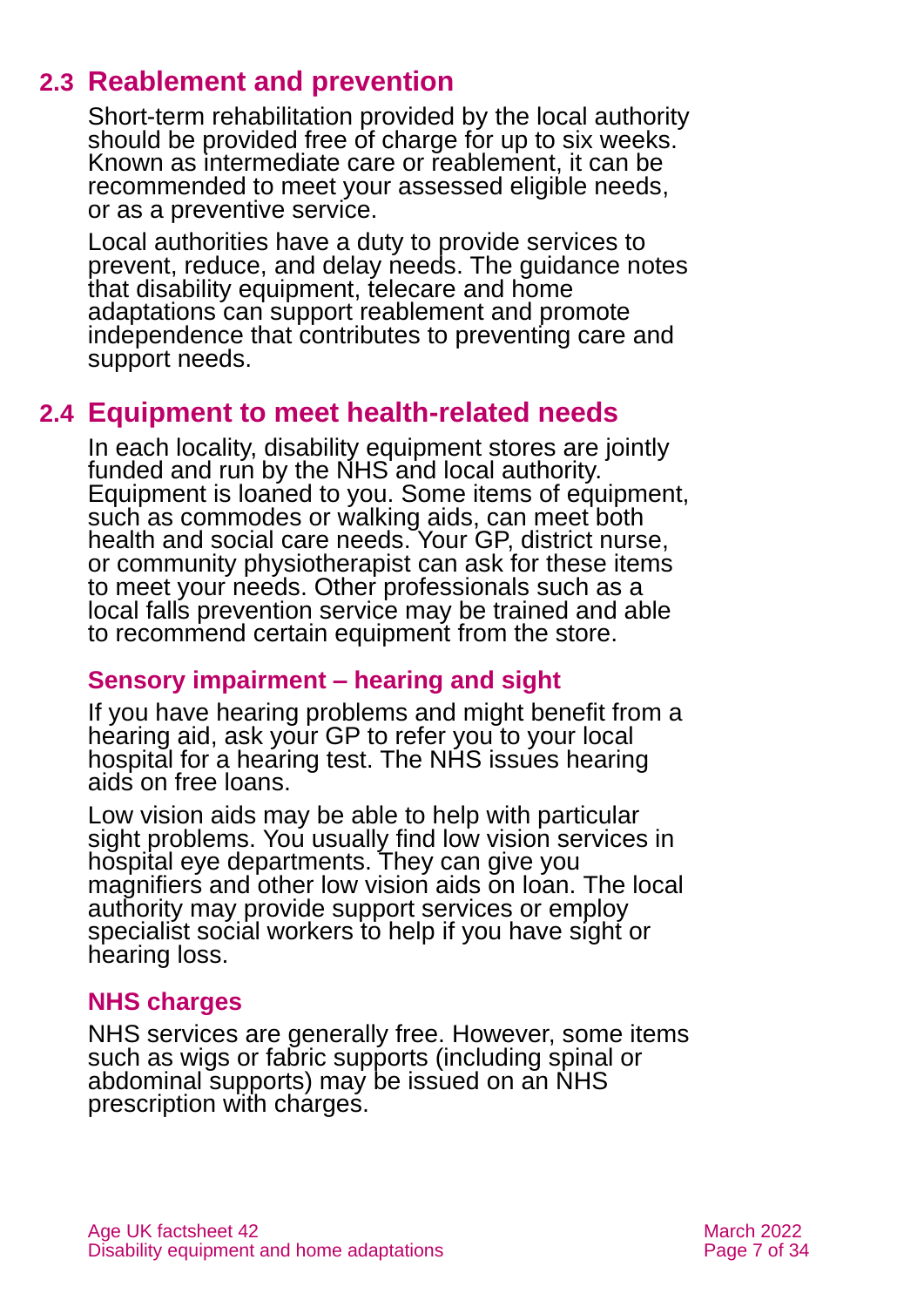## 2.3 Reablement and prevention

Short-term rehabilitation provided by the local authority should be provided free of charge for up to six weeks. Known as intermediate care or reablement, it can be recommended to meet your assessed eligible needs, or as a preventive service.

Local authorities have a duty to provide services to prevent, reduce, and delay needs. The guidance notes that disability equipment, telecare and home adaptations can support reablement and promote independence that contributes to preventing care and support needs.

## 2.4 Equipment to meet health-related needs

In each locality, disability equipment stores are jointly funded and run by the NHS and local authority. Equipment is loaned to you. Some items of equipment, such as commodes or walking aids, can meet both health and social care needs. Your GP, district nurse, or community physiotherapist can ask for these items to meet your needs. Other professionals such as a local falls prevention service may be trained and able to recommend certain equipment from the store.

### Sensory impairment – hearing and sight

If you have hearing problems and might benefit from a hearing aid, ask your GP to refer you to your local hospital for a hearing test. The NHS issues hearing aids on free loans.

Low vision aids may be able to help with particular sight problems. You usually find low vision services in hospital eye departments. They can give you magnifiers and other low vision aids on loan. The local authority may provide support services or employ specialist social workers to help if you have sight or hearing loss.

### NHS charges

NHS services are generally free. However, some items such as wigs or fabric supports (including spinal or abdominal supports) may be issued on an NHS prescription with charges.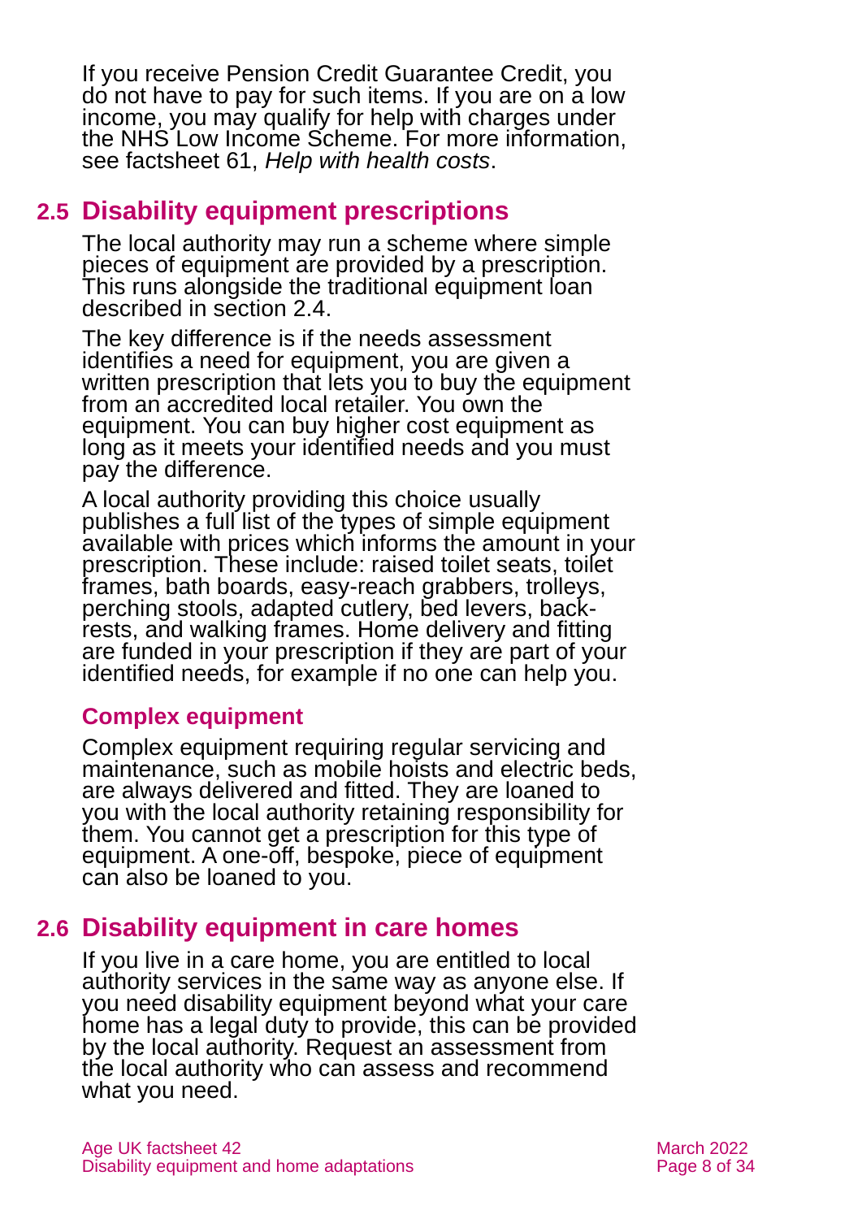If you receive Pension Credit Guarantee Credit, you do not have to pay for such items. If you are on a low income, you may qualify for help with charges under the NHS Low Income Scheme. For more information, see factsheet 61, *Help with health costs*.

## 2.5 Disability equipment prescriptions

The local authority may run a scheme where simple pieces of equipment are provided by a prescription. This runs alongside the traditional equipment loan described in section 2.4.

The key difference is if the needs assessment identifies a need for equipment, you are given a written prescription that lets you to buy the equipment from an accredited local retailer. You own the equipment. You can buy higher cost equipment as long as it meets your identified needs and you must pay the difference.

A local authority providing this choice usually publishes a full list of the types of simple equipment available with prices which informs the amount in your prescription. These include: raised toilet seats, toilet frames, bath boards, easy-reach grabbers, trolleys, perching stools, adapted cutlery, bed levers, back-rests, and walking frames. Home delivery and fitting are funded in your prescription if they are part of your identified needs, for example if no one can help you.

### Complex equipment

Complex equipment requiring regular servicing and maintenance, such as mobile hoists and electric beds, are always delivered and fitted. They are loaned to you with the local authority retaining responsibility for them. You cannot get a prescription for this type of equipment. A one-off, bespoke, piece of equipment can also be loaned to you.

## 2.6 Disability equipment in care homes

If you live in a care home, you are entitled to local authority services in the same way as anyone else. If you need disability equipment beyond what your care home has a legal duty to provide, this can be provided by the local authority. Request an assessment from the local authority who can assess and recommend what you need.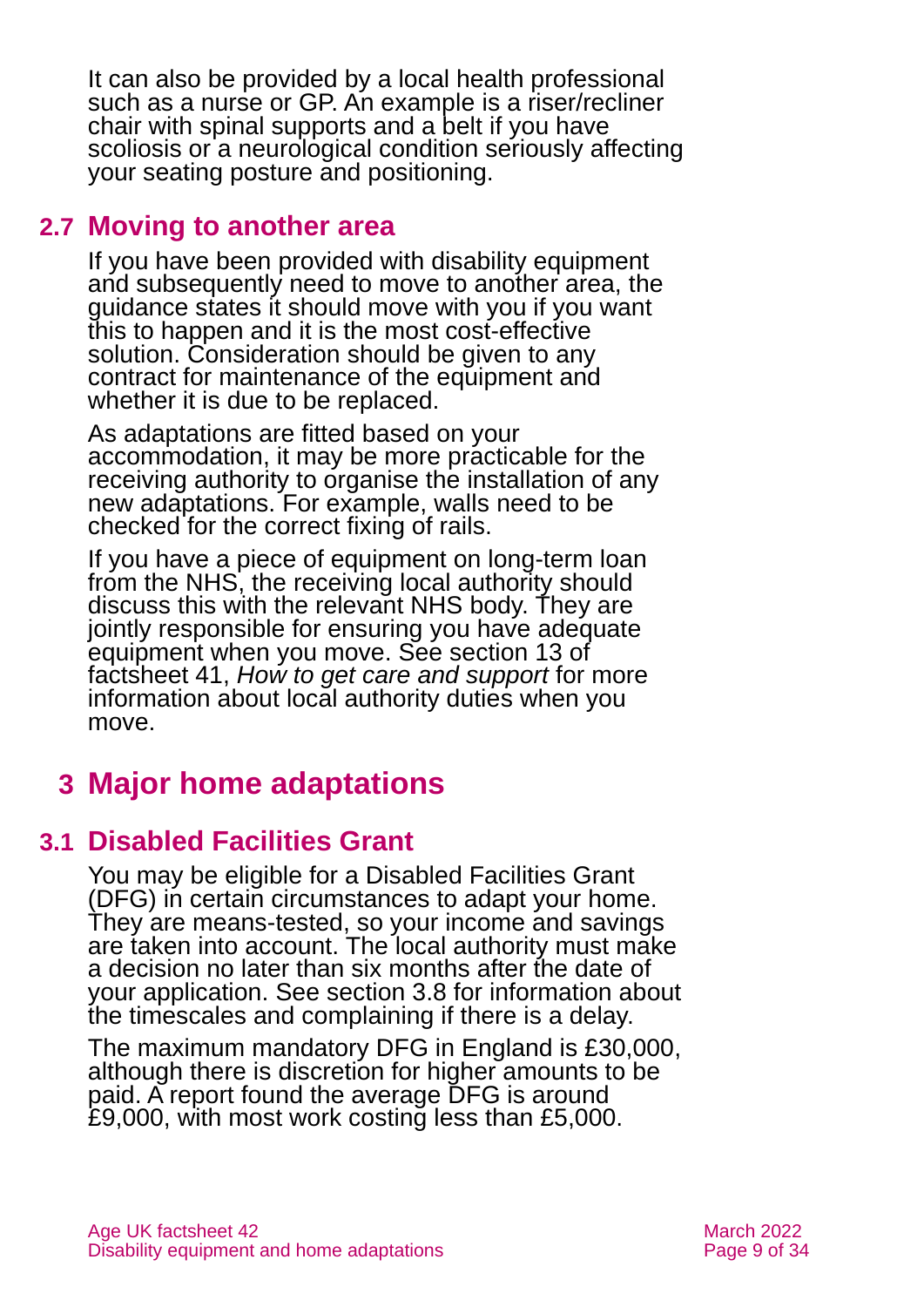It can also be provided by a local health professional such as a nurse or GP. An example is a riser/recliner chair with spinal supports and a belt if you have scoliosis or a neurological condition seriously affecting your seating posture and positioning.

### 2.7 Moving to another area

If you have been provided with disability equipment and subsequently need to move to another area, the guidance states it should move with you if you want this to happen and it is the most cost-effective solution. Consideration should be given to any contract for maintenance of the equipment and whether it is due to be replaced.

As adaptations are fitted based on your accommodation, it may be more practicable for the receiving authority to organise the installation of any new adaptations. For example, walls need to be checked for the correct fixing of rails.

If you have a piece of equipment on long-term loan from the NHS, the receiving local authority should discuss this with the relevant NHS body. They are jointly responsible for ensuring you have adequate equipment when you move. See section 13 of factsheet 41, *How to get care and support* for more information about local authority duties when you move.

## 3 Major home adaptations

### 3.1 Disabled Facilities Grant

You may be eligible for a Disabled Facilities Grant (DFG) in certain circumstances to adapt your home. They are means-tested, so your income and savings are taken into account. The local authority must make a decision no later than six months after the date of your application. See section 3.8 for information about the timescales and complaining if there is a delay.

The maximum mandatory DFG in England is £30,000, although there is discretion for higher amounts to be paid. A report found the average DFG is around £9,000, with most work costing less than £5,000.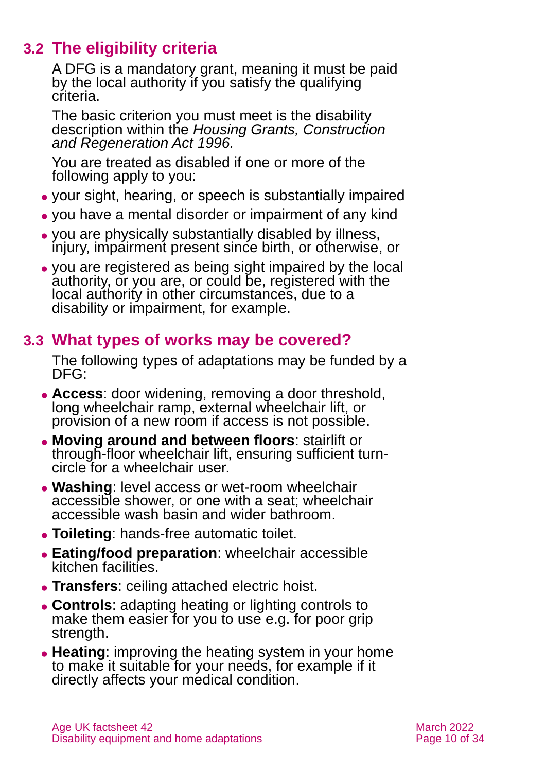## 3.2 The eligibility criteria

A DFG is a mandatory grant, meaning it must be paid by the local authority if you satisfy the qualifying criteria.

The basic criterion you must meet is the disability description within the *Housing Grants, Construction and Regeneration Act 1996.*

You are treated as disabled if one or more of the following apply to you:

- your sight, hearing, or speech is substantially impaired
- you have a mental disorder or impairment of any kind
- you are physically substantially disabled by illness, injury, impairment present since birth, or otherwise, or
- you are registered as being sight impaired by the local authority, or you are, or could be, registered with the local authority in other circumstances, due to a disability or impairment, for example.

## 3.3 What types of works may be covered?

The following types of adaptations may be funded by a DFG:

- **Access**: door widening, removing a door threshold, long wheelchair ramp, external wheelchair lift, or provision of a new room if access is not possible.
- **Moving around and between floors**: stairlift or through-floor wheelchair lift, ensuring sufficient turn-circle for a wheelchair user.
- **Washing**: level access or wet-room wheelchair accessible shower, or one with a seat; wheelchair accessible wash basin and wider bathroom.
- **Toileting**: hands-free automatic toilet.
- **Eating/food preparation**: wheelchair accessible kitchen facilities.
- **Transfers**: ceiling attached electric hoist.
- **Controls**: adapting heating or lighting controls to make them easier for you to use e.g. for poor grip strength.
- **Heating**: improving the heating system in your home to make it suitable for your needs, for example if it directly affects your medical condition.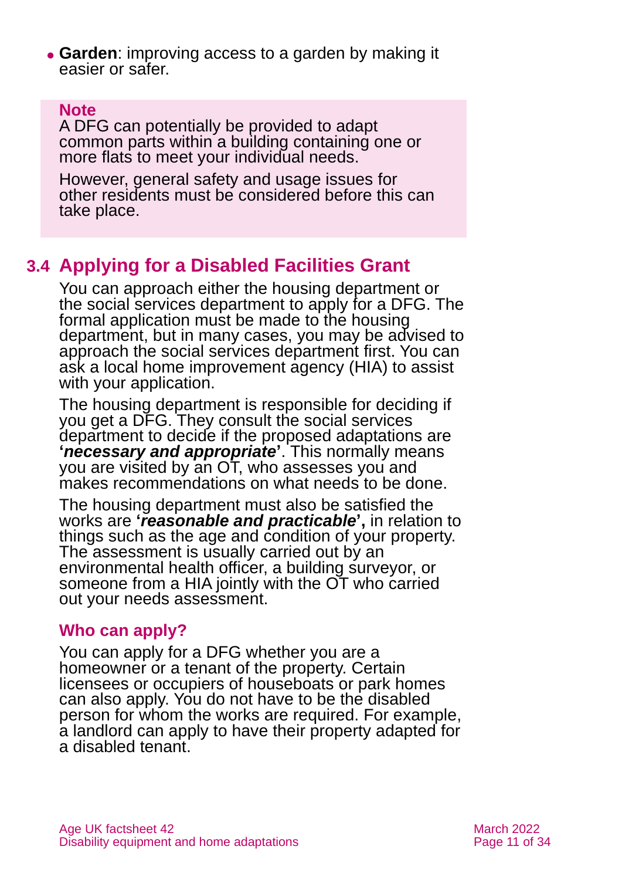- **Garden**: improving access to a garden by making it easier or safer.

> **Note**
>
> A DFG can potentially be provided to adapt common parts within a building containing one or more flats to meet your individual needs.
>
> However, general safety and usage issues for other residents must be considered before this can take place.

## 3.4 Applying for a Disabled Facilities Grant

You can approach either the housing department or the social services department to apply for a DFG. The formal application must be made to the housing department, but in many cases, you may be advised to approach the social services department first. You can ask a local home improvement agency (HIA) to assist with your application.

The housing department is responsible for deciding if you get a DFG. They consult the social services department to decide if the proposed adaptations are **'*necessary and appropriate*'**. This normally means you are visited by an OT, who assesses you and makes recommendations on what needs to be done.

The housing department must also be satisfied the works are **'*reasonable and practicable*',** in relation to things such as the age and condition of your property. The assessment is usually carried out by an environmental health officer, a building surveyor, or someone from a HIA jointly with the OT who carried out your needs assessment.

### Who can apply?

You can apply for a DFG whether you are a homeowner or a tenant of the property. Certain licensees or occupiers of houseboats or park homes can also apply. You do not have to be the disabled person for whom the works are required. For example, a landlord can apply to have their property adapted for a disabled tenant.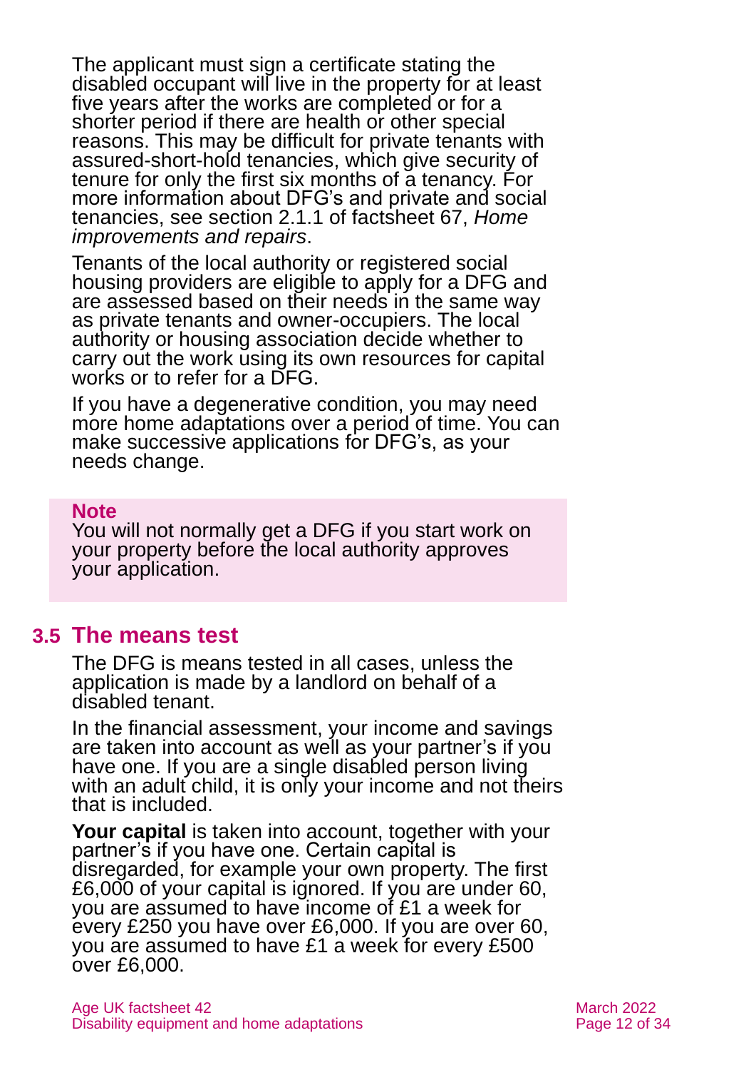The applicant must sign a certificate stating the disabled occupant will live in the property for at least five years after the works are completed or for a shorter period if there are health or other special reasons. This may be difficult for private tenants with assured-short-hold tenancies, which give security of tenure for only the first six months of a tenancy. For more information about DFG's and private and social tenancies, see section 2.1.1 of factsheet 67, *Home improvements and repairs*.

Tenants of the local authority or registered social housing providers are eligible to apply for a DFG and are assessed based on their needs in the same way as private tenants and owner-occupiers. The local authority or housing association decide whether to carry out the work using its own resources for capital works or to refer for a DFG.

If you have a degenerative condition, you may need more home adaptations over a period of time. You can make successive applications for DFG's, as your needs change.

> **Note**
> You will not normally get a DFG if you start work on your property before the local authority approves your application.

## 3.5 The means test

The DFG is means tested in all cases, unless the application is made by a landlord on behalf of a disabled tenant.

In the financial assessment, your income and savings are taken into account as well as your partner's if you have one. If you are a single disabled person living with an adult child, it is only your income and not theirs that is included.

**Your capital** is taken into account, together with your partner's if you have one. Certain capital is disregarded, for example your own property. The first £6,000 of your capital is ignored. If you are under 60, you are assumed to have income of £1 a week for every £250 you have over £6,000. If you are over 60, you are assumed to have £1 a week for every £500 over £6,000.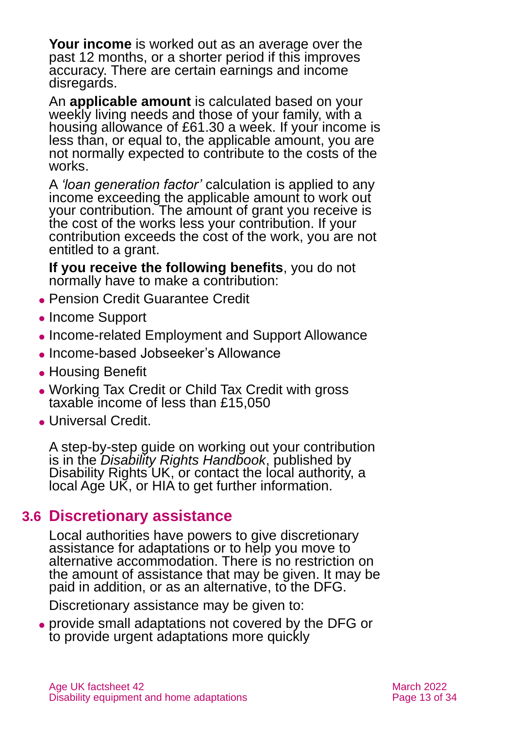**Your income** is worked out as an average over the past 12 months, or a shorter period if this improves accuracy. There are certain earnings and income disregards.

An **applicable amount** is calculated based on your weekly living needs and those of your family, with a housing allowance of £61.30 a week. If your income is less than, or equal to, the applicable amount, you are not normally expected to contribute to the costs of the works.

A *'loan generation factor'* calculation is applied to any income exceeding the applicable amount to work out your contribution. The amount of grant you receive is the cost of the works less your contribution. If your contribution exceeds the cost of the work, you are not entitled to a grant.

**If you receive the following benefits**, you do not normally have to make a contribution:

- Pension Credit Guarantee Credit
- Income Support
- Income-related Employment and Support Allowance
- Income-based Jobseeker's Allowance
- Housing Benefit
- Working Tax Credit or Child Tax Credit with gross taxable income of less than £15,050
- Universal Credit.

A step-by-step guide on working out your contribution is in the *Disability Rights Handbook*, published by Disability Rights UK, or contact the local authority, a local Age UK, or HIA to get further information.

## 3.6 Discretionary assistance

Local authorities have powers to give discretionary assistance for adaptations or to help you move to alternative accommodation. There is no restriction on the amount of assistance that may be given. It may be paid in addition, or as an alternative, to the DFG.

Discretionary assistance may be given to:

- provide small adaptations not covered by the DFG or to provide urgent adaptations more quickly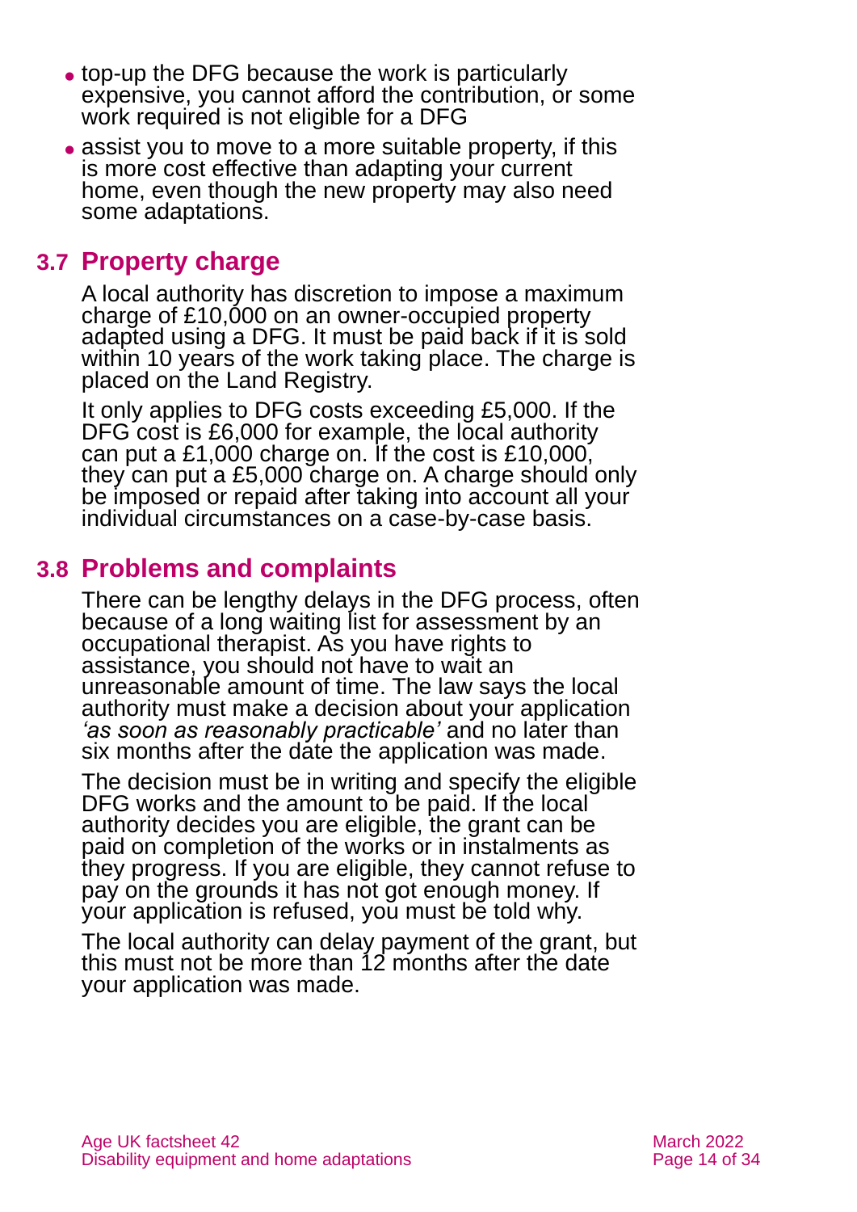- top-up the DFG because the work is particularly expensive, you cannot afford the contribution, or some work required is not eligible for a DFG
- assist you to move to a more suitable property, if this is more cost effective than adapting your current home, even though the new property may also need some adaptations.

## 3.7 Property charge

A local authority has discretion to impose a maximum charge of £10,000 on an owner-occupied property adapted using a DFG. It must be paid back if it is sold within 10 years of the work taking place. The charge is placed on the Land Registry.

It only applies to DFG costs exceeding £5,000. If the DFG cost is £6,000 for example, the local authority can put a £1,000 charge on. If the cost is £10,000, they can put a £5,000 charge on. A charge should only be imposed or repaid after taking into account all your individual circumstances on a case-by-case basis.

## 3.8 Problems and complaints

There can be lengthy delays in the DFG process, often because of a long waiting list for assessment by an occupational therapist. As you have rights to assistance, you should not have to wait an unreasonable amount of time. The law says the local authority must make a decision about your application *'as soon as reasonably practicable'* and no later than six months after the date the application was made.

The decision must be in writing and specify the eligible DFG works and the amount to be paid. If the local authority decides you are eligible, the grant can be paid on completion of the works or in instalments as they progress. If you are eligible, they cannot refuse to pay on the grounds it has not got enough money. If your application is refused, you must be told why.

The local authority can delay payment of the grant, but this must not be more than 12 months after the date your application was made.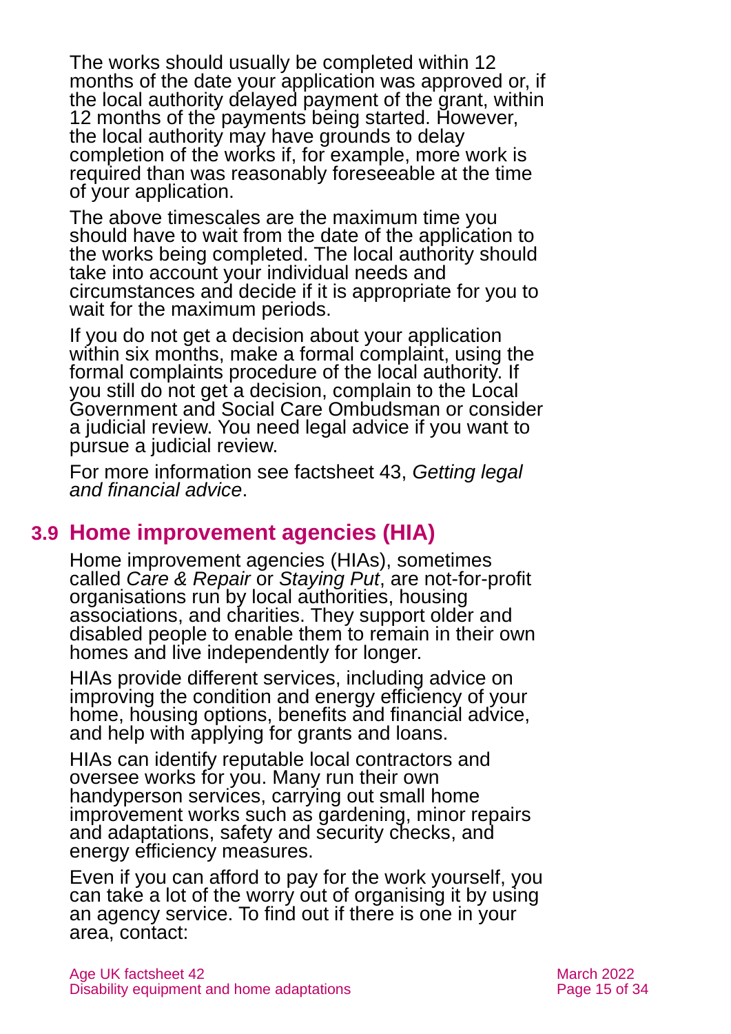The works should usually be completed within 12 months of the date your application was approved or, if the local authority delayed payment of the grant, within 12 months of the payments being started. However, the local authority may have grounds to delay completion of the works if, for example, more work is required than was reasonably foreseeable at the time of your application.

The above timescales are the maximum time you should have to wait from the date of the application to the works being completed. The local authority should take into account your individual needs and circumstances and decide if it is appropriate for you to wait for the maximum periods.

If you do not get a decision about your application within six months, make a formal complaint, using the formal complaints procedure of the local authority. If you still do not get a decision, complain to the Local Government and Social Care Ombudsman or consider a judicial review. You need legal advice if you want to pursue a judicial review.

For more information see factsheet 43, *Getting legal and financial advice*.

## 3.9 Home improvement agencies (HIA)

Home improvement agencies (HIAs), sometimes called *Care & Repair* or *Staying Put*, are not-for-profit organisations run by local authorities, housing associations, and charities. They support older and disabled people to enable them to remain in their own homes and live independently for longer.

HIAs provide different services, including advice on improving the condition and energy efficiency of your home, housing options, benefits and financial advice, and help with applying for grants and loans.

HIAs can identify reputable local contractors and oversee works for you. Many run their own handyperson services, carrying out small home improvement works such as gardening, minor repairs and adaptations, safety and security checks, and energy efficiency measures.

Even if you can afford to pay for the work yourself, you can take a lot of the worry out of organising it by using an agency service. To find out if there is one in your area, contact: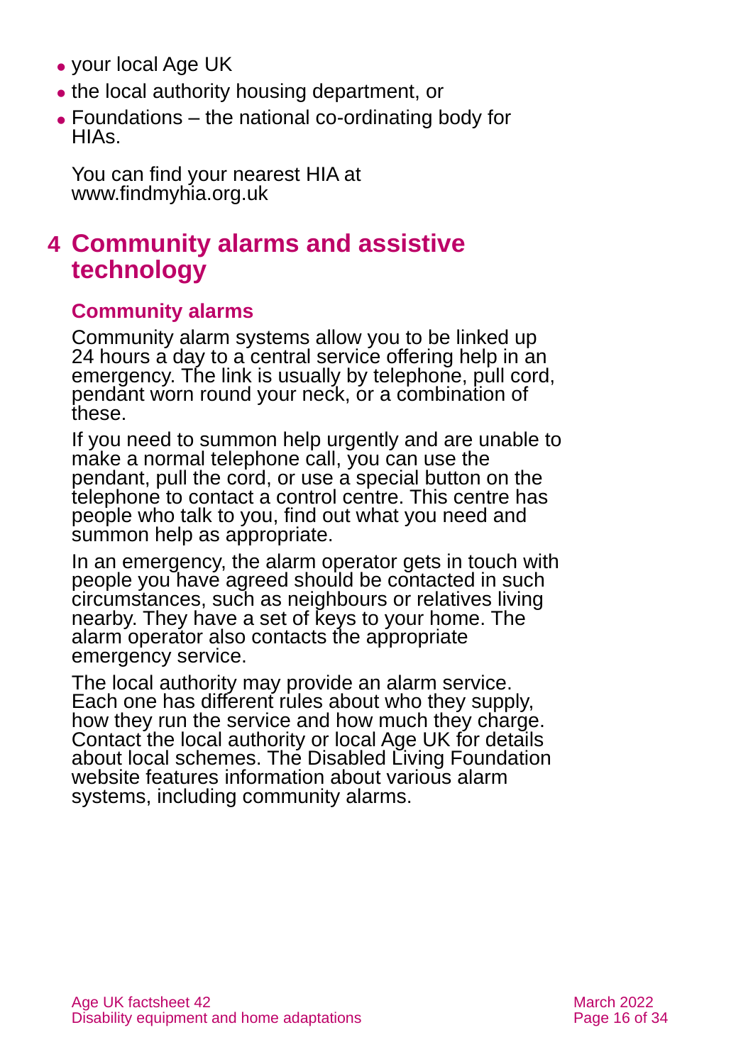- your local Age UK
- the local authority housing department, or
- Foundations – the national co-ordinating body for HIAs.

You can find your nearest HIA at www.findmyhia.org.uk

# 4 Community alarms and assistive technology

## Community alarms

Community alarm systems allow you to be linked up 24 hours a day to a central service offering help in an emergency. The link is usually by telephone, pull cord, pendant worn round your neck, or a combination of these.

If you need to summon help urgently and are unable to make a normal telephone call, you can use the pendant, pull the cord, or use a special button on the telephone to contact a control centre. This centre has people who talk to you, find out what you need and summon help as appropriate.

In an emergency, the alarm operator gets in touch with people you have agreed should be contacted in such circumstances, such as neighbours or relatives living nearby. They have a set of keys to your home. The alarm operator also contacts the appropriate emergency service.

The local authority may provide an alarm service. Each one has different rules about who they supply, how they run the service and how much they charge. Contact the local authority or local Age UK for details about local schemes. The Disabled Living Foundation website features information about various alarm systems, including community alarms.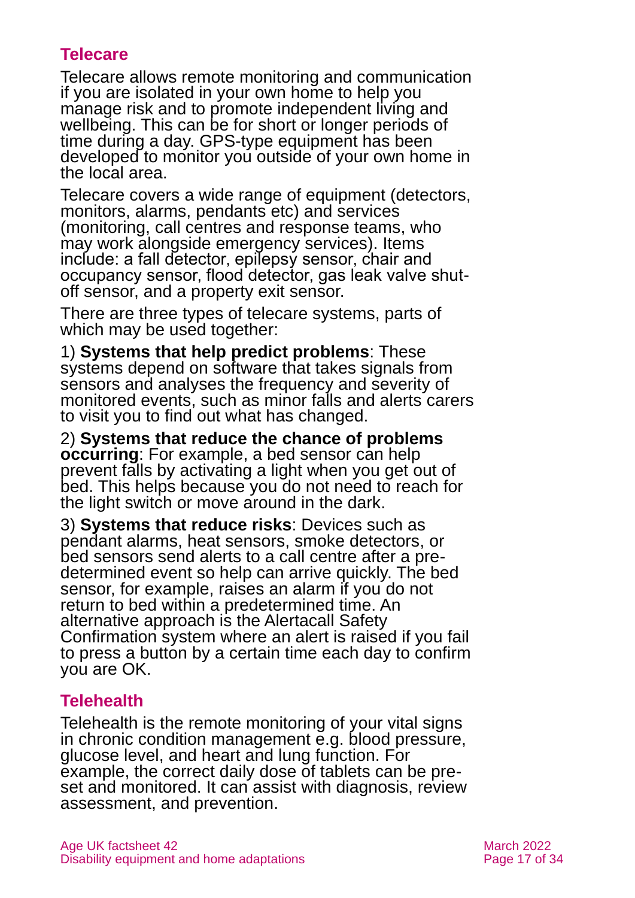## Telecare

Telecare allows remote monitoring and communication if you are isolated in your own home to help you manage risk and to promote independent living and wellbeing. This can be for short or longer periods of time during a day. GPS-type equipment has been developed to monitor you outside of your own home in the local area.

Telecare covers a wide range of equipment (detectors, monitors, alarms, pendants etc) and services (monitoring, call centres and response teams, who may work alongside emergency services). Items include: a fall detector, epilepsy sensor, chair and occupancy sensor, flood detector, gas leak valve shut-off sensor, and a property exit sensor.

There are three types of telecare systems, parts of which may be used together:

1) **Systems that help predict problems**: These systems depend on software that takes signals from sensors and analyses the frequency and severity of monitored events, such as minor falls and alerts carers to visit you to find out what has changed.

2) **Systems that reduce the chance of problems occurring**: For example, a bed sensor can help prevent falls by activating a light when you get out of bed. This helps because you do not need to reach for the light switch or move around in the dark.

3) **Systems that reduce risks**: Devices such as pendant alarms, heat sensors, smoke detectors, or bed sensors send alerts to a call centre after a pre-determined event so help can arrive quickly. The bed sensor, for example, raises an alarm if you do not return to bed within a predetermined time. An alternative approach is the Alertacall Safety Confirmation system where an alert is raised if you fail to press a button by a certain time each day to confirm you are OK.

## Telehealth

Telehealth is the remote monitoring of your vital signs in chronic condition management e.g. blood pressure, glucose level, and heart and lung function. For example, the correct daily dose of tablets can be pre-set and monitored. It can assist with diagnosis, review assessment, and prevention.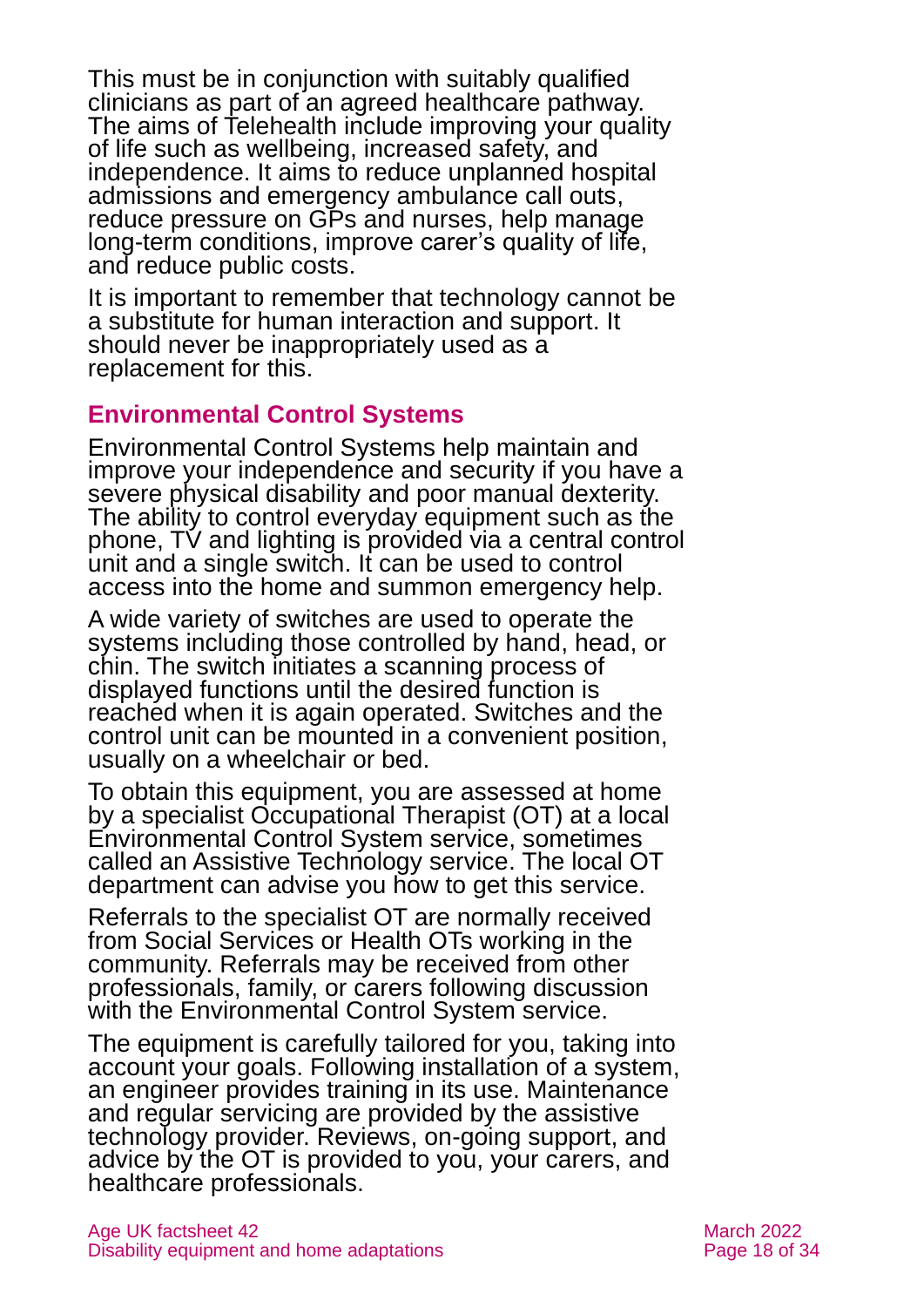This must be in conjunction with suitably qualified clinicians as part of an agreed healthcare pathway. The aims of Telehealth include improving your quality of life such as wellbeing, increased safety, and independence. It aims to reduce unplanned hospital admissions and emergency ambulance call outs, reduce pressure on GPs and nurses, help manage long-term conditions, improve carer's quality of life, and reduce public costs.

It is important to remember that technology cannot be a substitute for human interaction and support. It should never be inappropriately used as a replacement for this.

## Environmental Control Systems

Environmental Control Systems help maintain and improve your independence and security if you have a severe physical disability and poor manual dexterity. The ability to control everyday equipment such as the phone, TV and lighting is provided via a central control unit and a single switch. It can be used to control access into the home and summon emergency help.

A wide variety of switches are used to operate the systems including those controlled by hand, head, or chin. The switch initiates a scanning process of displayed functions until the desired function is reached when it is again operated. Switches and the control unit can be mounted in a convenient position, usually on a wheelchair or bed.

To obtain this equipment, you are assessed at home by a specialist Occupational Therapist (OT) at a local Environmental Control System service, sometimes called an Assistive Technology service. The local OT department can advise you how to get this service.

Referrals to the specialist OT are normally received from Social Services or Health OTs working in the community. Referrals may be received from other professionals, family, or carers following discussion with the Environmental Control System service.

The equipment is carefully tailored for you, taking into account your goals. Following installation of a system, an engineer provides training in its use. Maintenance and regular servicing are provided by the assistive technology provider. Reviews, on-going support, and advice by the OT is provided to you, your carers, and healthcare professionals.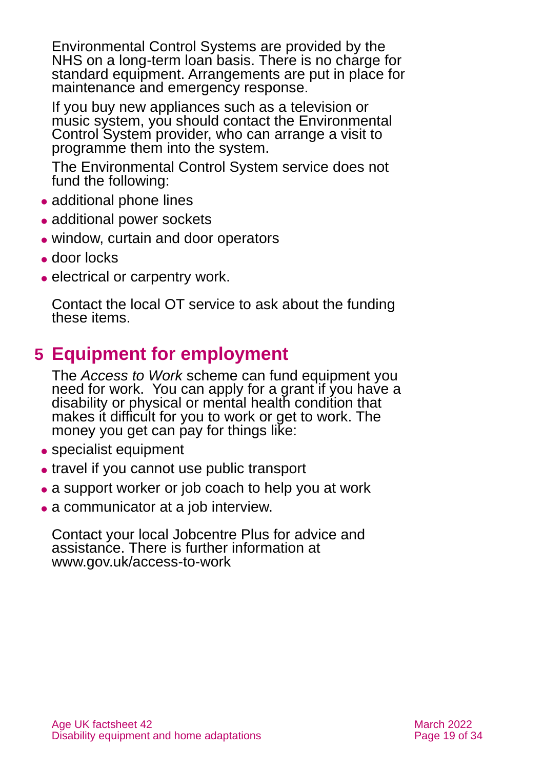Environmental Control Systems are provided by the NHS on a long-term loan basis. There is no charge for standard equipment. Arrangements are put in place for maintenance and emergency response.

If you buy new appliances such as a television or music system, you should contact the Environmental Control System provider, who can arrange a visit to programme them into the system.

The Environmental Control System service does not fund the following:

- additional phone lines
- additional power sockets
- window, curtain and door operators
- door locks
- electrical or carpentry work.

Contact the local OT service to ask about the funding these items.

## 5 Equipment for employment

The *Access to Work* scheme can fund equipment you need for work. You can apply for a grant if you have a disability or physical or mental health condition that makes it difficult for you to work or get to work. The money you get can pay for things like:

- specialist equipment
- travel if you cannot use public transport
- a support worker or job coach to help you at work
- a communicator at a job interview.

Contact your local Jobcentre Plus for advice and assistance. There is further information at www.gov.uk/access-to-work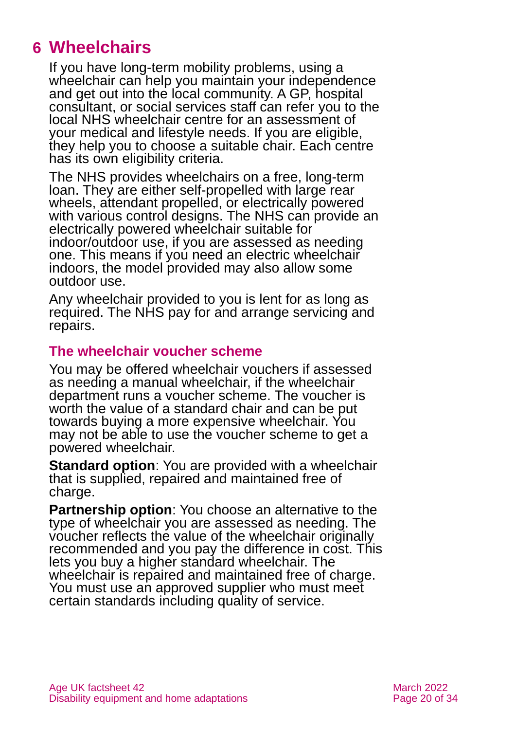# 6 Wheelchairs

If you have long-term mobility problems, using a wheelchair can help you maintain your independence and get out into the local community. A GP, hospital consultant, or social services staff can refer you to the local NHS wheelchair centre for an assessment of your medical and lifestyle needs. If you are eligible, they help you to choose a suitable chair. Each centre has its own eligibility criteria.

The NHS provides wheelchairs on a free, long-term loan. They are either self-propelled with large rear wheels, attendant propelled, or electrically powered with various control designs. The NHS can provide an electrically powered wheelchair suitable for indoor/outdoor use, if you are assessed as needing one. This means if you need an electric wheelchair indoors, the model provided may also allow some outdoor use.

Any wheelchair provided to you is lent for as long as required. The NHS pay for and arrange servicing and repairs.

## The wheelchair voucher scheme

You may be offered wheelchair vouchers if assessed as needing a manual wheelchair, if the wheelchair department runs a voucher scheme. The voucher is worth the value of a standard chair and can be put towards buying a more expensive wheelchair. You may not be able to use the voucher scheme to get a powered wheelchair.

**Standard option**: You are provided with a wheelchair that is supplied, repaired and maintained free of charge.

**Partnership option**: You choose an alternative to the type of wheelchair you are assessed as needing. The voucher reflects the value of the wheelchair originally recommended and you pay the difference in cost. This lets you buy a higher standard wheelchair. The wheelchair is repaired and maintained free of charge. You must use an approved supplier who must meet certain standards including quality of service.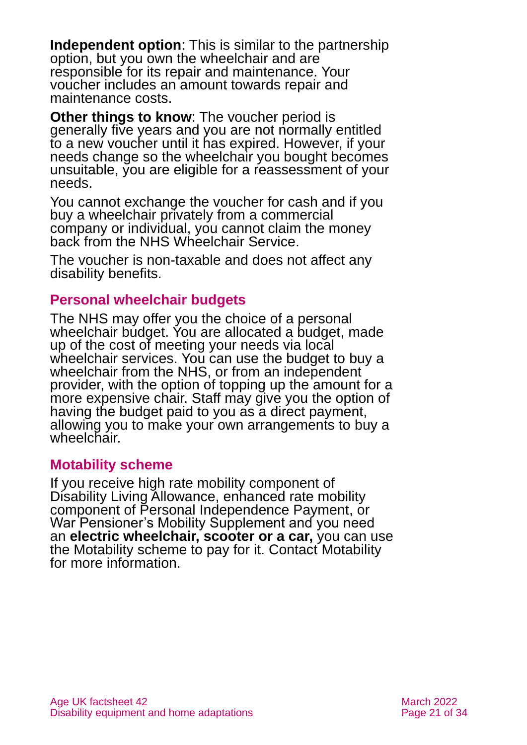**Independent option**: This is similar to the partnership option, but you own the wheelchair and are responsible for its repair and maintenance. Your voucher includes an amount towards repair and maintenance costs.

**Other things to know**: The voucher period is generally five years and you are not normally entitled to a new voucher until it has expired. However, if your needs change so the wheelchair you bought becomes unsuitable, you are eligible for a reassessment of your needs.

You cannot exchange the voucher for cash and if you buy a wheelchair privately from a commercial company or individual, you cannot claim the money back from the NHS Wheelchair Service.

The voucher is non-taxable and does not affect any disability benefits.

### Personal wheelchair budgets

The NHS may offer you the choice of a personal wheelchair budget. You are allocated a budget, made up of the cost of meeting your needs via local wheelchair services. You can use the budget to buy a wheelchair from the NHS, or from an independent provider, with the option of topping up the amount for a more expensive chair. Staff may give you the option of having the budget paid to you as a direct payment, allowing you to make your own arrangements to buy a wheelchair.

### Motability scheme

If you receive high rate mobility component of Disability Living Allowance, enhanced rate mobility component of Personal Independence Payment, or War Pensioner's Mobility Supplement and you need an **electric wheelchair, scooter or a car,** you can use the Motability scheme to pay for it. Contact Motability for more information.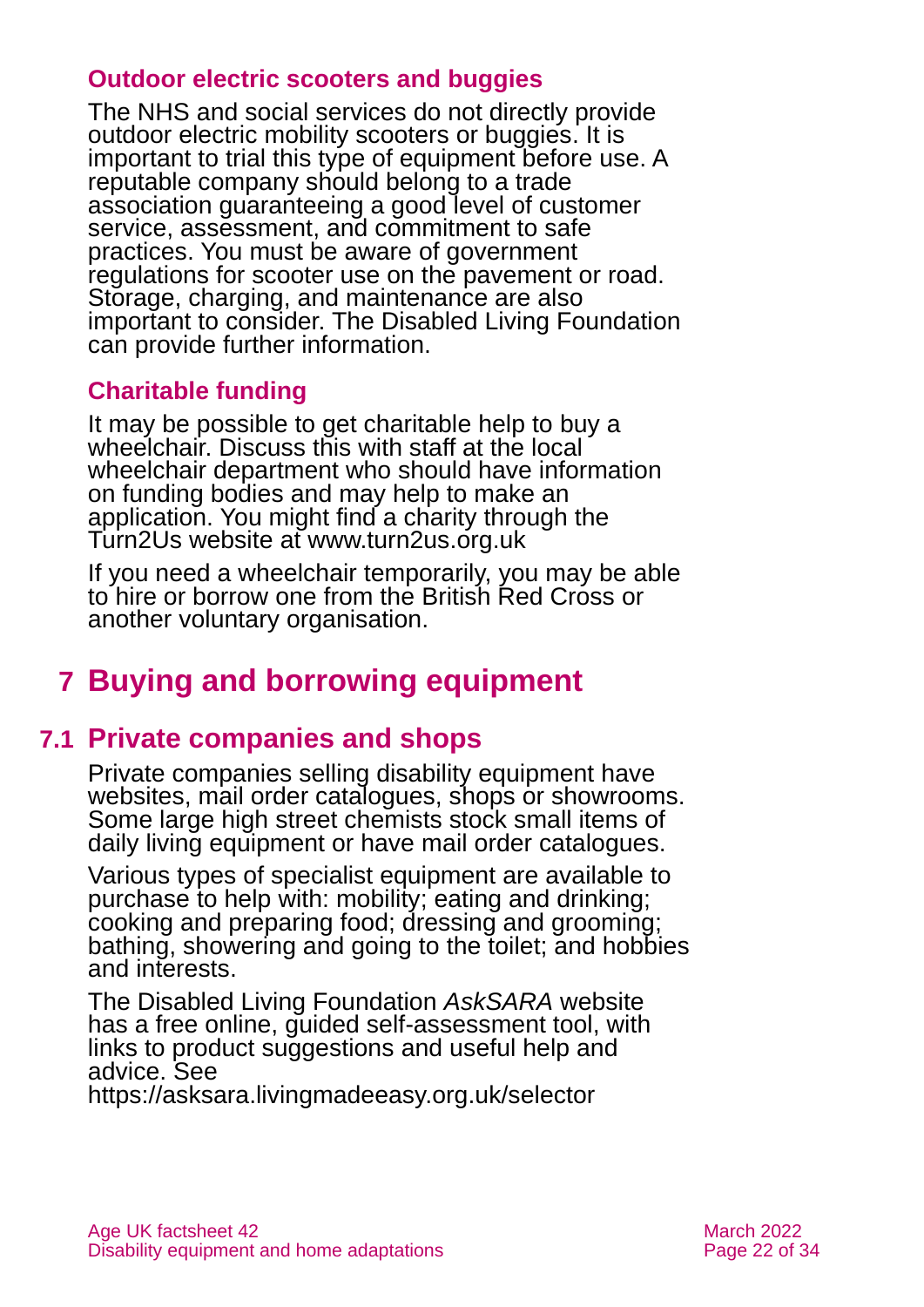### Outdoor electric scooters and buggies

The NHS and social services do not directly provide outdoor electric mobility scooters or buggies. It is important to trial this type of equipment before use. A reputable company should belong to a trade association guaranteeing a good level of customer service, assessment, and commitment to safe practices. You must be aware of government regulations for scooter use on the pavement or road. Storage, charging, and maintenance are also important to consider. The Disabled Living Foundation can provide further information.

### Charitable funding

It may be possible to get charitable help to buy a wheelchair. Discuss this with staff at the local wheelchair department who should have information on funding bodies and may help to make an application. You might find a charity through the Turn2Us website at www.turn2us.org.uk

If you need a wheelchair temporarily, you may be able to hire or borrow one from the British Red Cross or another voluntary organisation.

# 7 Buying and borrowing equipment

## 7.1 Private companies and shops

Private companies selling disability equipment have websites, mail order catalogues, shops or showrooms. Some large high street chemists stock small items of daily living equipment or have mail order catalogues.

Various types of specialist equipment are available to purchase to help with: mobility; eating and drinking; cooking and preparing food; dressing and grooming; bathing, showering and going to the toilet; and hobbies and interests.

The Disabled Living Foundation *AskSARA* website has a free online, guided self-assessment tool, with links to product suggestions and useful help and advice. See https://asksara.livingmadeeasy.org.uk/selector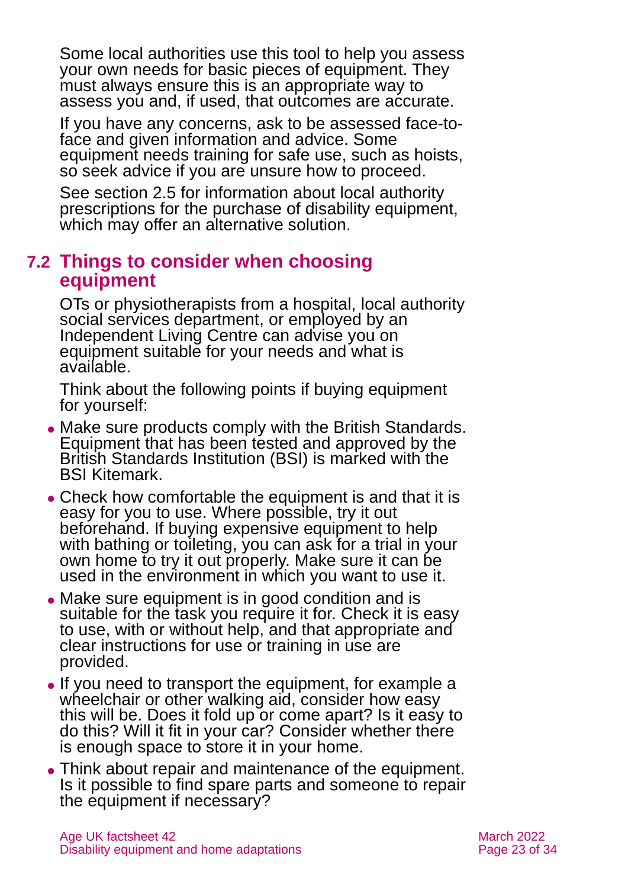Some local authorities use this tool to help you assess your own needs for basic pieces of equipment. They must always ensure this is an appropriate way to assess you and, if used, that outcomes are accurate.

If you have any concerns, ask to be assessed face-to-face and given information and advice. Some equipment needs training for safe use, such as hoists, so seek advice if you are unsure how to proceed.

See section 2.5 for information about local authority prescriptions for the purchase of disability equipment, which may offer an alternative solution.

## 7.2 Things to consider when choosing equipment

OTs or physiotherapists from a hospital, local authority social services department, or employed by an Independent Living Centre can advise you on equipment suitable for your needs and what is available.

Think about the following points if buying equipment for yourself:

- Make sure products comply with the British Standards. Equipment that has been tested and approved by the British Standards Institution (BSI) is marked with the BSI Kitemark.
- Check how comfortable the equipment is and that it is easy for you to use. Where possible, try it out beforehand. If buying expensive equipment to help with bathing or toileting, you can ask for a trial in your own home to try it out properly. Make sure it can be used in the environment in which you want to use it.
- Make sure equipment is in good condition and is suitable for the task you require it for. Check it is easy to use, with or without help, and that appropriate and clear instructions for use or training in use are provided.
- If you need to transport the equipment, for example a wheelchair or other walking aid, consider how easy this will be. Does it fold up or come apart? Is it easy to do this? Will it fit in your car? Consider whether there is enough space to store it in your home.
- Think about repair and maintenance of the equipment. Is it possible to find spare parts and someone to repair the equipment if necessary?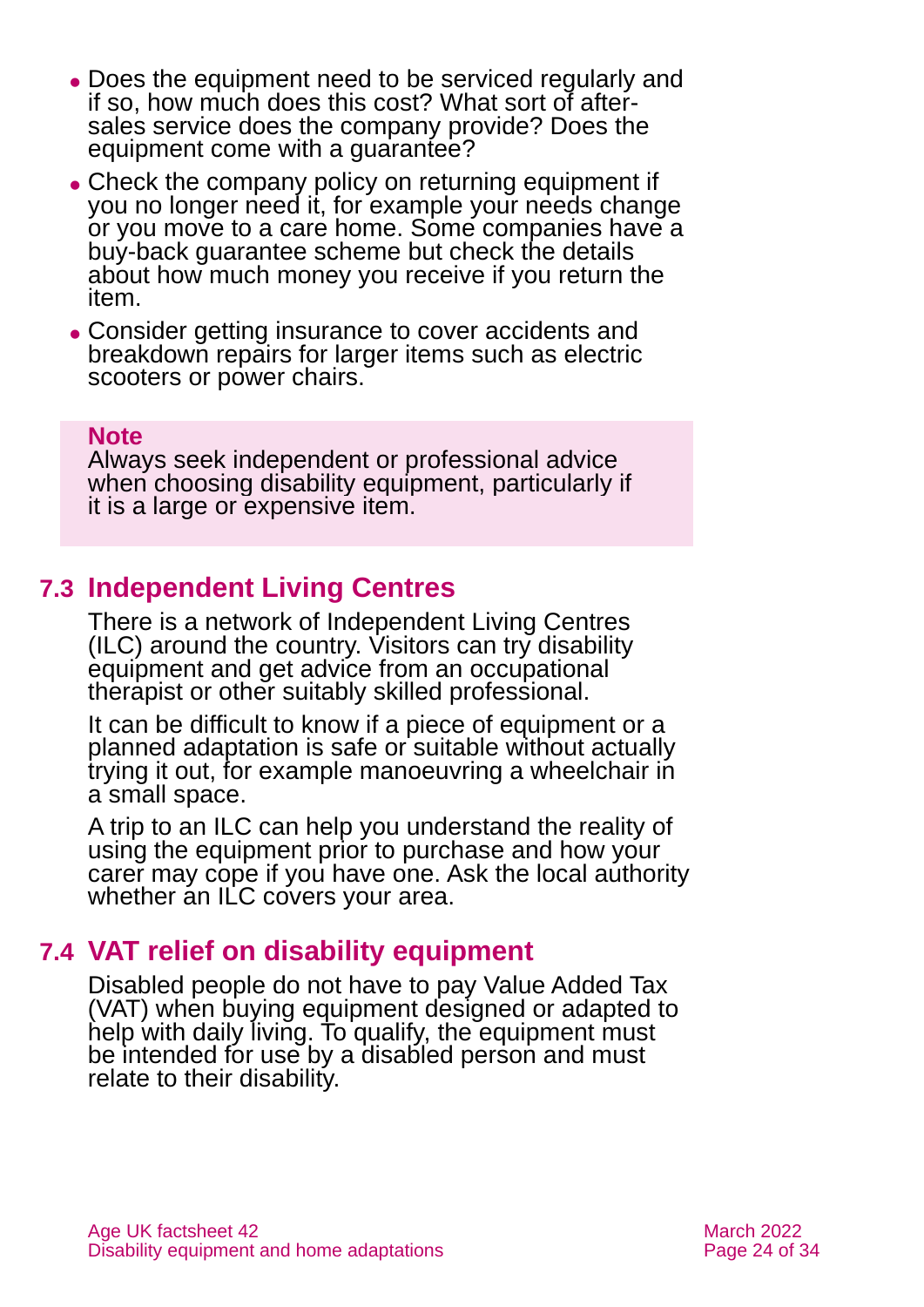- Does the equipment need to be serviced regularly and if so, how much does this cost? What sort of after-sales service does the company provide? Does the equipment come with a guarantee?
- Check the company policy on returning equipment if you no longer need it, for example your needs change or you move to a care home. Some companies have a buy-back guarantee scheme but check the details about how much money you receive if you return the item.
- Consider getting insurance to cover accidents and breakdown repairs for larger items such as electric scooters or power chairs.

> **Note**
> Always seek independent or professional advice when choosing disability equipment, particularly if it is a large or expensive item.

## 7.3 Independent Living Centres

There is a network of Independent Living Centres (ILC) around the country. Visitors can try disability equipment and get advice from an occupational therapist or other suitably skilled professional.

It can be difficult to know if a piece of equipment or a planned adaptation is safe or suitable without actually trying it out, for example manoeuvring a wheelchair in a small space.

A trip to an ILC can help you understand the reality of using the equipment prior to purchase and how your carer may cope if you have one. Ask the local authority whether an ILC covers your area.

## 7.4 VAT relief on disability equipment

Disabled people do not have to pay Value Added Tax (VAT) when buying equipment designed or adapted to help with daily living. To qualify, the equipment must be intended for use by a disabled person and must relate to their disability.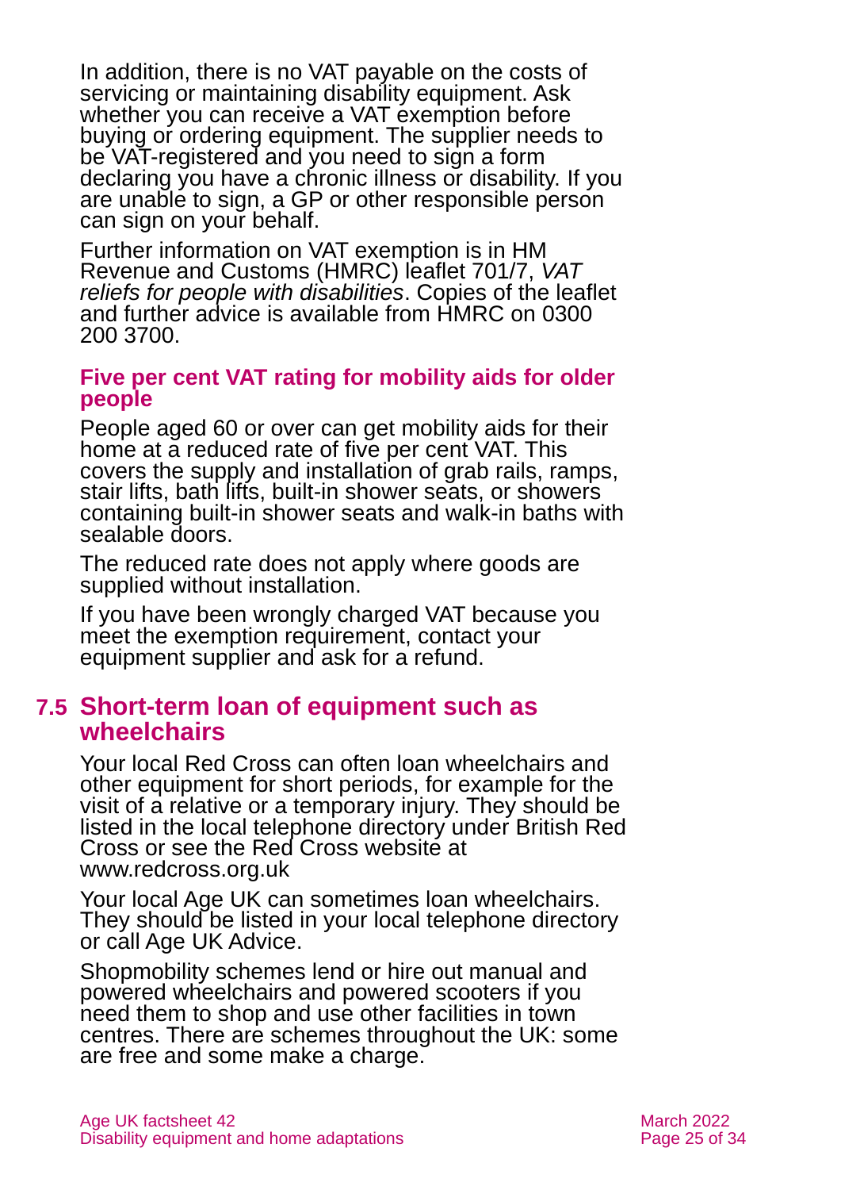In addition, there is no VAT payable on the costs of servicing or maintaining disability equipment. Ask whether you can receive a VAT exemption before buying or ordering equipment. The supplier needs to be VAT-registered and you need to sign a form declaring you have a chronic illness or disability. If you are unable to sign, a GP or other responsible person can sign on your behalf.

Further information on VAT exemption is in HM Revenue and Customs (HMRC) leaflet 701/7, *VAT reliefs for people with disabilities*. Copies of the leaflet and further advice is available from HMRC on 0300 200 3700.

### Five per cent VAT rating for mobility aids for older people

People aged 60 or over can get mobility aids for their home at a reduced rate of five per cent VAT. This covers the supply and installation of grab rails, ramps, stair lifts, bath lifts, built-in shower seats, or showers containing built-in shower seats and walk-in baths with sealable doors.

The reduced rate does not apply where goods are supplied without installation.

If you have been wrongly charged VAT because you meet the exemption requirement, contact your equipment supplier and ask for a refund.

## 7.5 Short-term loan of equipment such as wheelchairs

Your local Red Cross can often loan wheelchairs and other equipment for short periods, for example for the visit of a relative or a temporary injury. They should be listed in the local telephone directory under British Red Cross or see the Red Cross website at www.redcross.org.uk

Your local Age UK can sometimes loan wheelchairs. They should be listed in your local telephone directory or call Age UK Advice.

Shopmobility schemes lend or hire out manual and powered wheelchairs and powered scooters if you need them to shop and use other facilities in town centres. There are schemes throughout the UK: some are free and some make a charge.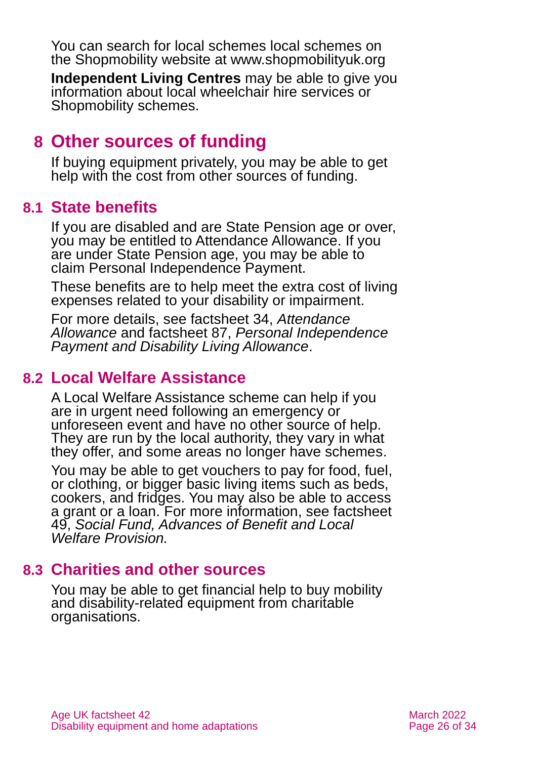You can search for local schemes local schemes on the Shopmobility website at www.shopmobilityuk.org

**Independent Living Centres** may be able to give you information about local wheelchair hire services or Shopmobility schemes.

# 8 Other sources of funding

If buying equipment privately, you may be able to get help with the cost from other sources of funding.

## 8.1 State benefits

If you are disabled and are State Pension age or over, you may be entitled to Attendance Allowance. If you are under State Pension age, you may be able to claim Personal Independence Payment.

These benefits are to help meet the extra cost of living expenses related to your disability or impairment.

For more details, see factsheet 34, *Attendance Allowance* and factsheet 87, *Personal Independence Payment and Disability Living Allowance*.

## 8.2 Local Welfare Assistance

A Local Welfare Assistance scheme can help if you are in urgent need following an emergency or unforeseen event and have no other source of help. They are run by the local authority, they vary in what they offer, and some areas no longer have schemes.

You may be able to get vouchers to pay for food, fuel, or clothing, or bigger basic living items such as beds, cookers, and fridges. You may also be able to access a grant or a loan. For more information, see factsheet 49, *Social Fund, Advances of Benefit and Local Welfare Provision.*

## 8.3 Charities and other sources

You may be able to get financial help to buy mobility and disability-related equipment from charitable organisations.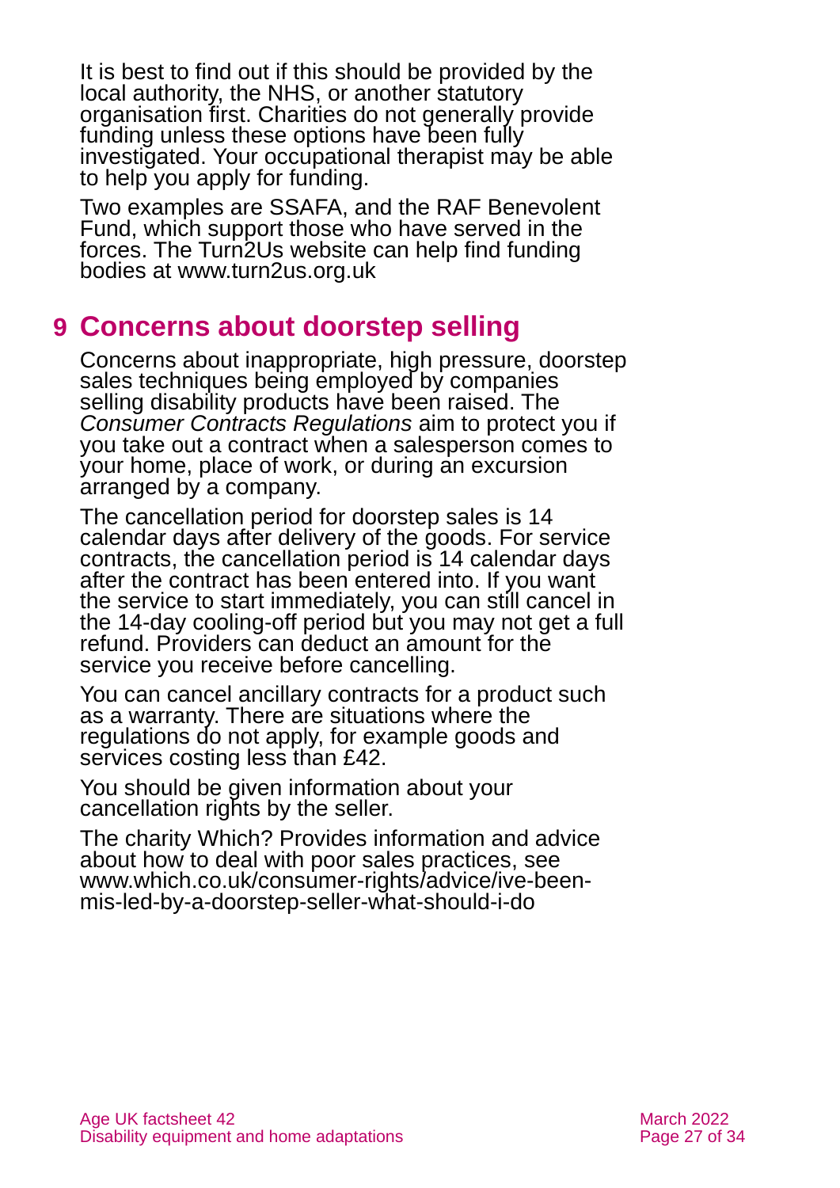It is best to find out if this should be provided by the local authority, the NHS, or another statutory organisation first. Charities do not generally provide funding unless these options have been fully investigated. Your occupational therapist may be able to help you apply for funding.

Two examples are SSAFA, and the RAF Benevolent Fund, which support those who have served in the forces. The Turn2Us website can help find funding bodies at www.turn2us.org.uk

## 9 Concerns about doorstep selling

Concerns about inappropriate, high pressure, doorstep sales techniques being employed by companies selling disability products have been raised. The *Consumer Contracts Regulations* aim to protect you if you take out a contract when a salesperson comes to your home, place of work, or during an excursion arranged by a company.

The cancellation period for doorstep sales is 14 calendar days after delivery of the goods. For service contracts, the cancellation period is 14 calendar days after the contract has been entered into. If you want the service to start immediately, you can still cancel in the 14-day cooling-off period but you may not get a full refund. Providers can deduct an amount for the service you receive before cancelling.

You can cancel ancillary contracts for a product such as a warranty. There are situations where the regulations do not apply, for example goods and services costing less than £42.

You should be given information about your cancellation rights by the seller.

The charity Which? Provides information and advice about how to deal with poor sales practices, see www.which.co.uk/consumer-rights/advice/ive-been-mis-led-by-a-doorstep-seller-what-should-i-do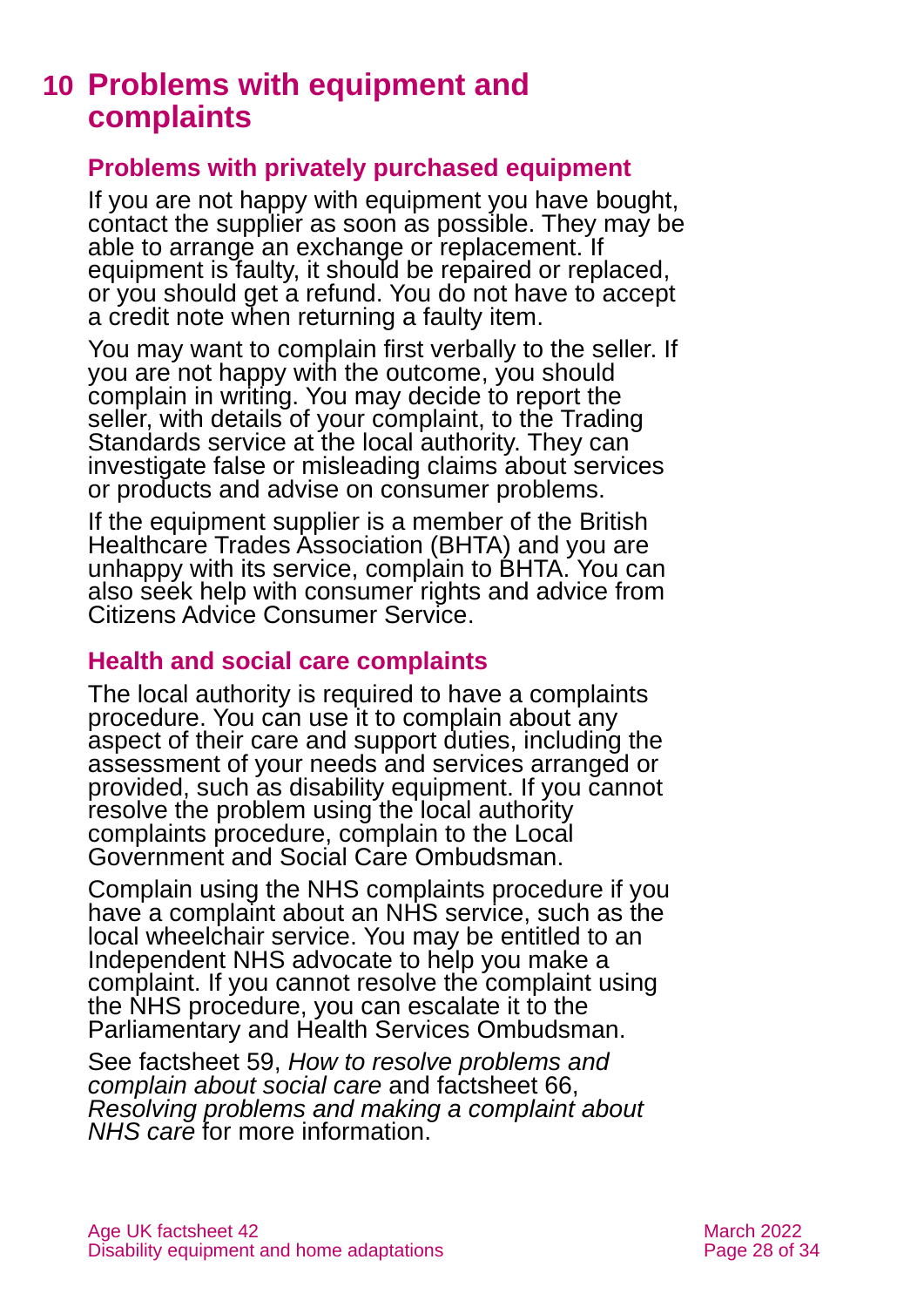# 10 Problems with equipment and complaints

## Problems with privately purchased equipment

If you are not happy with equipment you have bought, contact the supplier as soon as possible. They may be able to arrange an exchange or replacement. If equipment is faulty, it should be repaired or replaced, or you should get a refund. You do not have to accept a credit note when returning a faulty item.

You may want to complain first verbally to the seller. If you are not happy with the outcome, you should complain in writing. You may decide to report the seller, with details of your complaint, to the Trading Standards service at the local authority. They can investigate false or misleading claims about services or products and advise on consumer problems.

If the equipment supplier is a member of the British Healthcare Trades Association (BHTA) and you are unhappy with its service, complain to BHTA. You can also seek help with consumer rights and advice from Citizens Advice Consumer Service.

## Health and social care complaints

The local authority is required to have a complaints procedure. You can use it to complain about any aspect of their care and support duties, including the assessment of your needs and services arranged or provided, such as disability equipment. If you cannot resolve the problem using the local authority complaints procedure, complain to the Local Government and Social Care Ombudsman.

Complain using the NHS complaints procedure if you have a complaint about an NHS service, such as the local wheelchair service. You may be entitled to an Independent NHS advocate to help you make a complaint. If you cannot resolve the complaint using the NHS procedure, you can escalate it to the Parliamentary and Health Services Ombudsman.

See factsheet 59, *How to resolve problems and complain about social care* and factsheet 66, *Resolving problems and making a complaint about NHS care* for more information.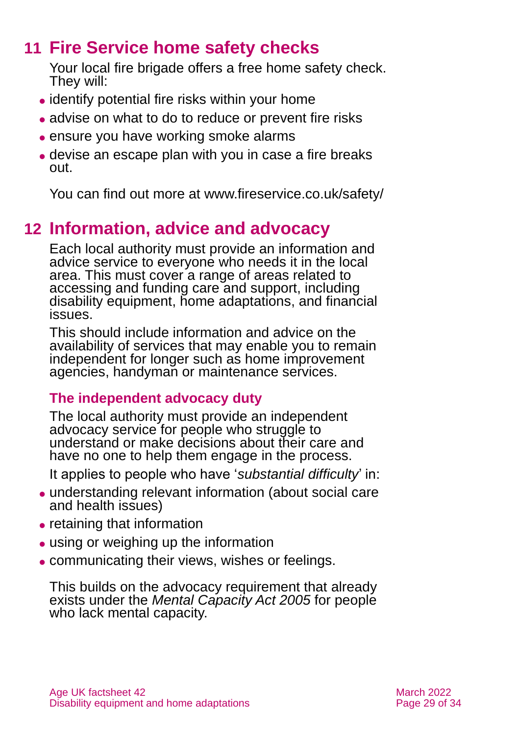## 11 Fire Service home safety checks

Your local fire brigade offers a free home safety check. They will:

- identify potential fire risks within your home
- advise on what to do to reduce or prevent fire risks
- ensure you have working smoke alarms
- devise an escape plan with you in case a fire breaks out.

You can find out more at www.fireservice.co.uk/safety/

## 12 Information, advice and advocacy

Each local authority must provide an information and advice service to everyone who needs it in the local area. This must cover a range of areas related to accessing and funding care and support, including disability equipment, home adaptations, and financial issues.

This should include information and advice on the availability of services that may enable you to remain independent for longer such as home improvement agencies, handyman or maintenance services.

### The independent advocacy duty

The local authority must provide an independent advocacy service for people who struggle to understand or make decisions about their care and have no one to help them engage in the process.

It applies to people who have '*substantial difficulty*' in:

- understanding relevant information (about social care and health issues)
- retaining that information
- using or weighing up the information
- communicating their views, wishes or feelings.

This builds on the advocacy requirement that already exists under the *Mental Capacity Act 2005* for people who lack mental capacity.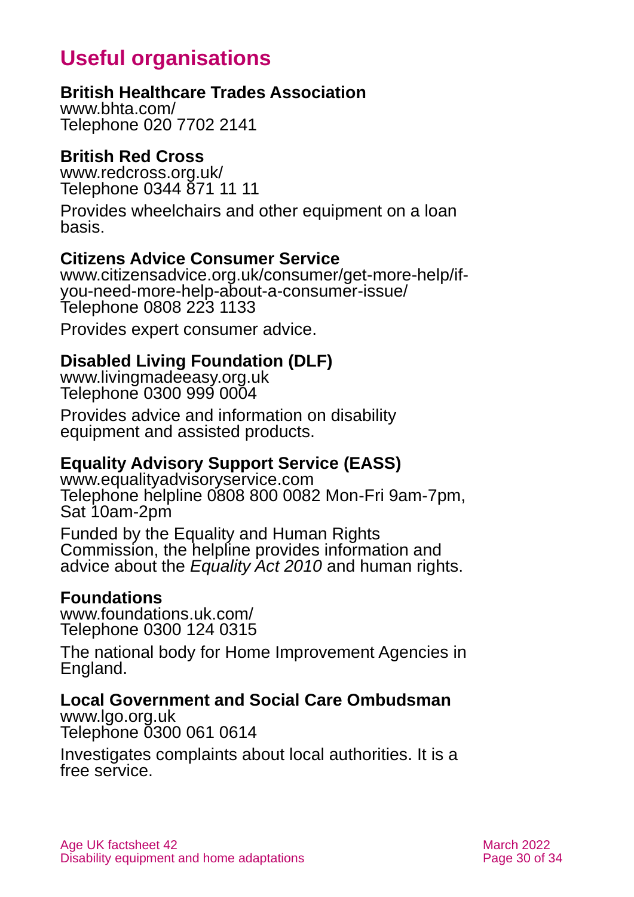# Useful organisations

**British Healthcare Trades Association**
www.bhta.com/
Telephone 020 7702 2141

**British Red Cross**
www.redcross.org.uk/
Telephone 0344 871 11 11

Provides wheelchairs and other equipment on a loan basis.

**Citizens Advice Consumer Service**
www.citizensadvice.org.uk/consumer/get-more-help/if-you-need-more-help-about-a-consumer-issue/
Telephone 0808 223 1133

Provides expert consumer advice.

**Disabled Living Foundation (DLF)**
www.livingmadeeasy.org.uk
Telephone 0300 999 0004

Provides advice and information on disability equipment and assisted products.

**Equality Advisory Support Service (EASS)**
www.equalityadvisoryservice.com
Telephone helpline 0808 800 0082 Mon-Fri 9am-7pm, Sat 10am-2pm

Funded by the Equality and Human Rights Commission, the helpline provides information and advice about the *Equality Act 2010* and human rights.

**Foundations**
www.foundations.uk.com/
Telephone 0300 124 0315

The national body for Home Improvement Agencies in England.

**Local Government and Social Care Ombudsman**
www.lgo.org.uk
Telephone 0300 061 0614

Investigates complaints about local authorities. It is a free service.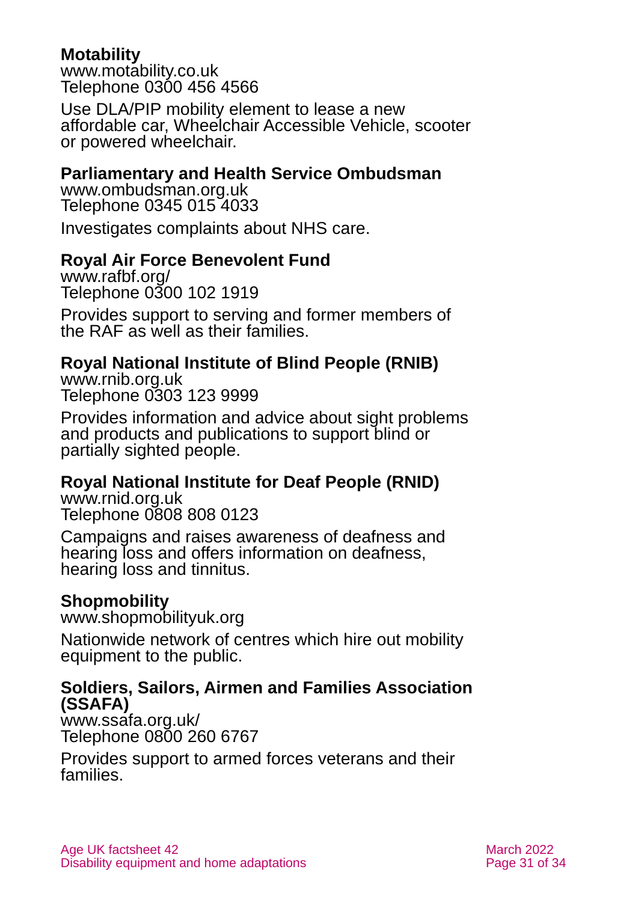**Motability**
www.motability.co.uk
Telephone 0300 456 4566

Use DLA/PIP mobility element to lease a new affordable car, Wheelchair Accessible Vehicle, scooter or powered wheelchair.

**Parliamentary and Health Service Ombudsman**
www.ombudsman.org.uk
Telephone 0345 015 4033

Investigates complaints about NHS care.

**Royal Air Force Benevolent Fund**
www.rafbf.org/
Telephone 0300 102 1919

Provides support to serving and former members of the RAF as well as their families.

**Royal National Institute of Blind People (RNIB)**
www.rnib.org.uk
Telephone 0303 123 9999

Provides information and advice about sight problems and products and publications to support blind or partially sighted people.

**Royal National Institute for Deaf People (RNID)**
www.rnid.org.uk
Telephone 0808 808 0123

Campaigns and raises awareness of deafness and hearing loss and offers information on deafness, hearing loss and tinnitus.

**Shopmobility**
www.shopmobilityuk.org

Nationwide network of centres which hire out mobility equipment to the public.

**Soldiers, Sailors, Airmen and Families Association (SSAFA)**
www.ssafa.org.uk/
Telephone 0800 260 6767

Provides support to armed forces veterans and their families.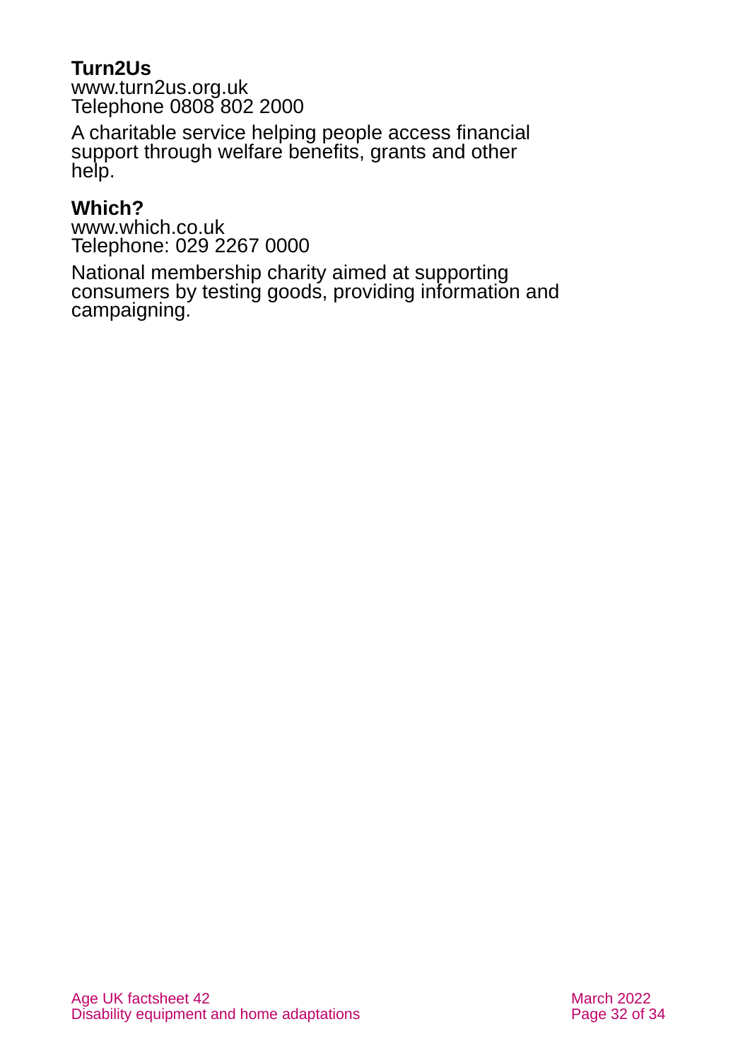**Turn2Us**
www.turn2us.org.uk
Telephone 0808 802 2000

A charitable service helping people access financial support through welfare benefits, grants and other help.

**Which?**
www.which.co.uk
Telephone: 029 2267 0000

National membership charity aimed at supporting consumers by testing goods, providing information and campaigning.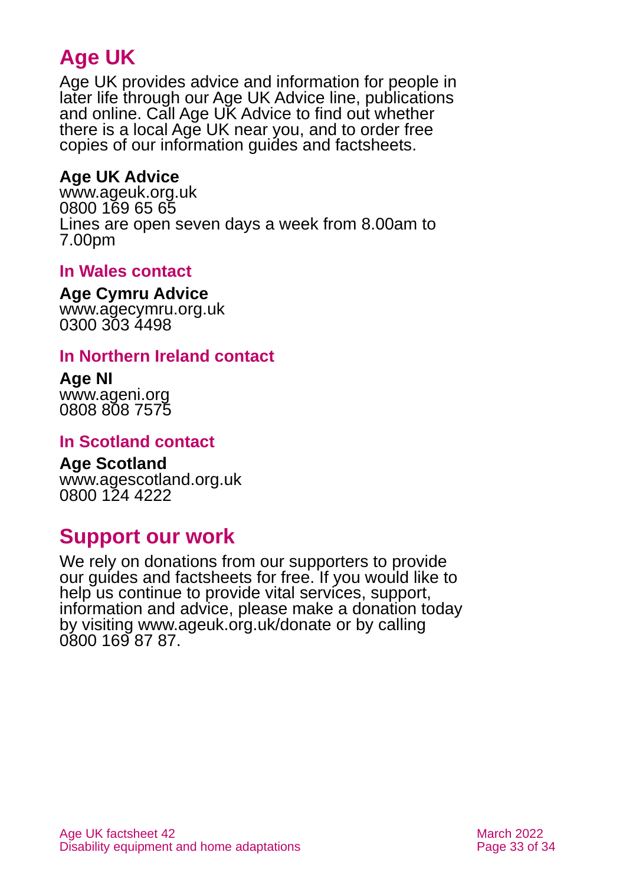## Age UK

Age UK provides advice and information for people in later life through our Age UK Advice line, publications and online. Call Age UK Advice to find out whether there is a local Age UK near you, and to order free copies of our information guides and factsheets.

**Age UK Advice**
www.ageuk.org.uk
0800 169 65 65
Lines are open seven days a week from 8.00am to 7.00pm

### In Wales contact

**Age Cymru Advice**
www.agecymru.org.uk
0300 303 4498

### In Northern Ireland contact

**Age NI**
www.ageni.org
0808 808 7575

### In Scotland contact

**Age Scotland**
www.agescotland.org.uk
0800 124 4222

## Support our work

We rely on donations from our supporters to provide our guides and factsheets for free. If you would like to help us continue to provide vital services, support, information and advice, please make a donation today by visiting www.ageuk.org.uk/donate or by calling 0800 169 87 87.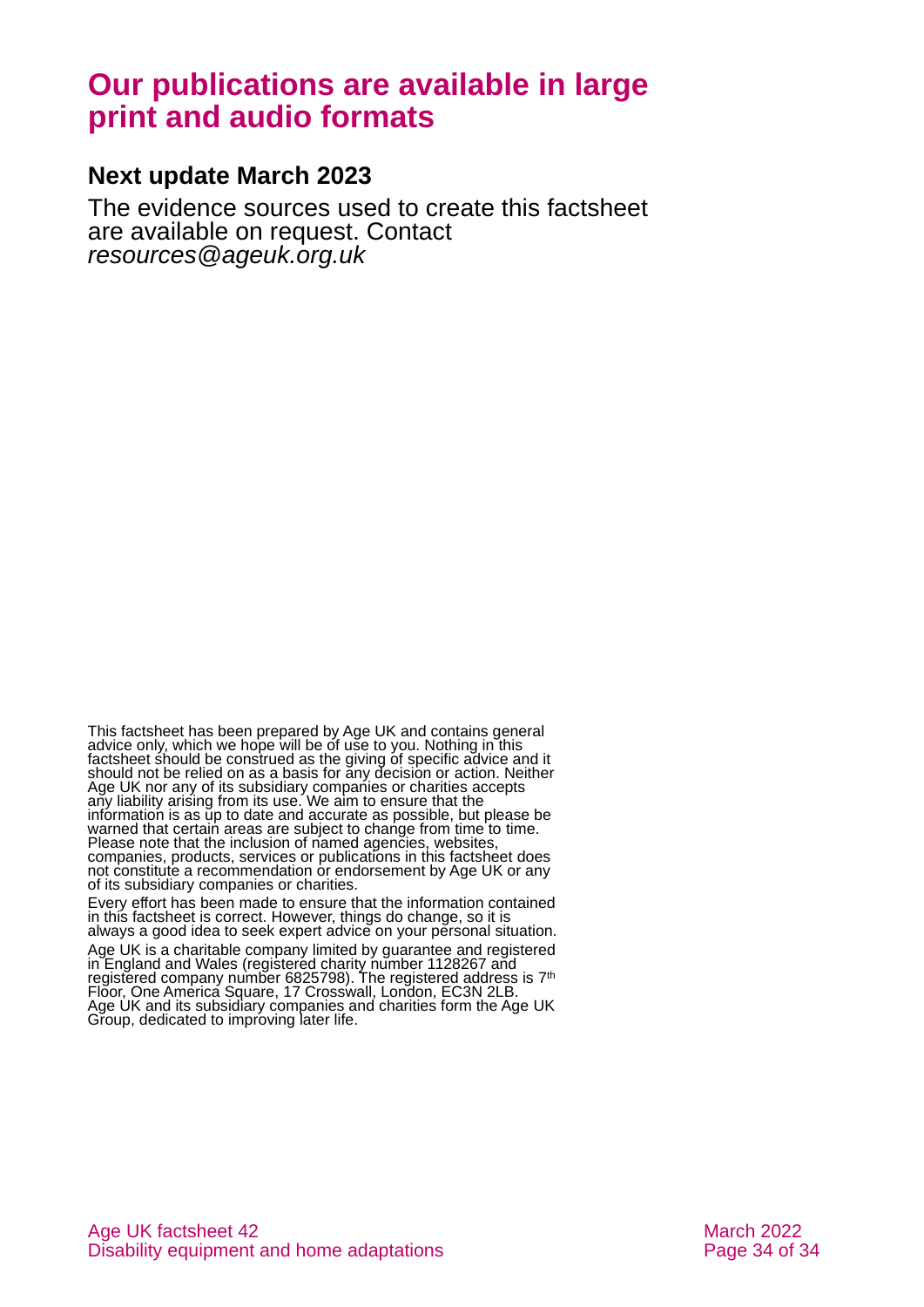# Our publications are available in large print and audio formats

## Next update March 2023

The evidence sources used to create this factsheet are available on request. Contact *resources@ageuk.org.uk*

This factsheet has been prepared by Age UK and contains general advice only, which we hope will be of use to you. Nothing in this factsheet should be construed as the giving of specific advice and it should not be relied on as a basis for any decision or action. Neither Age UK nor any of its subsidiary companies or charities accepts any liability arising from its use. We aim to ensure that the information is as up to date and accurate as possible, but please be warned that certain areas are subject to change from time to time. Please note that the inclusion of named agencies, websites, companies, products, services or publications in this factsheet does not constitute a recommendation or endorsement by Age UK or any of its subsidiary companies or charities.

Every effort has been made to ensure that the information contained in this factsheet is correct. However, things do change, so it is always a good idea to seek expert advice on your personal situation.

Age UK is a charitable company limited by guarantee and registered in England and Wales (registered charity number 1128267 and registered company number 6825798). The registered address is 7th Floor, One America Square, 17 Crosswall, London, EC3N 2LB. Age UK and its subsidiary companies and charities form the Age UK Group, dedicated to improving later life.